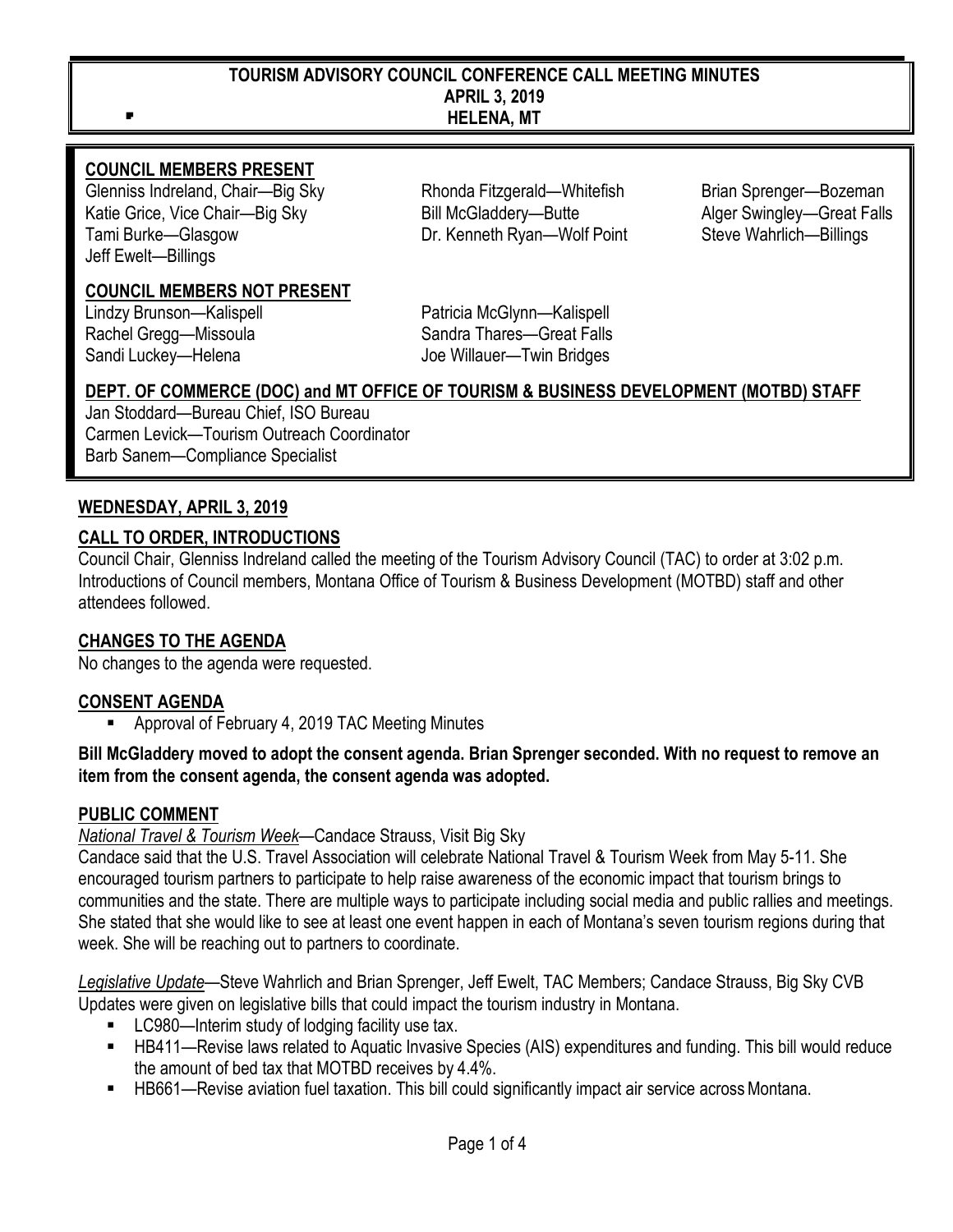# TOURISM ADVISORY COUNCIL CONFERENCE CALL MEETING MINUTES
## APRIL 3, 2019
## HELENA, MT

### COUNCIL MEMBERS PRESENT

Glenniss Indreland, Chair—Big Sky
Katie Grice, Vice Chair—Big Sky
Tami Burke—Glasgow
Jeff Ewelt—Billings
Rhonda Fitzgerald—Whitefish
Bill McGladdery—Butte
Dr. Kenneth Ryan—Wolf Point
Brian Sprenger—Bozeman
Alger Swingley—Great Falls
Steve Wahrlich—Billings

### COUNCIL MEMBERS NOT PRESENT

Lindzy Brunson—Kalispell
Rachel Gregg—Missoula
Sandi Luckey—Helena
Patricia McGlynn—Kalispell
Sandra Thares—Great Falls
Joe Willauer—Twin Bridges

### DEPT. OF COMMERCE (DOC) and MT OFFICE OF TOURISM & BUSINESS DEVELOPMENT (MOTBD) STAFF

Jan Stoddard—Bureau Chief, ISO Bureau
Carmen Levick—Tourism Outreach Coordinator
Barb Sanem—Compliance Specialist

### WEDNESDAY, APRIL 3, 2019

### CALL TO ORDER, INTRODUCTIONS

Council Chair, Glenniss Indreland called the meeting of the Tourism Advisory Council (TAC) to order at 3:02 p.m. Introductions of Council members, Montana Office of Tourism & Business Development (MOTBD) staff and other attendees followed.

### CHANGES TO THE AGENDA

No changes to the agenda were requested.

### CONSENT AGENDA

- Approval of February 4, 2019 TAC Meeting Minutes

**Bill McGladdery moved to adopt the consent agenda. Brian Sprenger seconded. With no request to remove an item from the consent agenda, the consent agenda was adopted.**

### PUBLIC COMMENT

*National Travel & Tourism Week*—Candace Strauss, Visit Big Sky

Candace said that the U.S. Travel Association will celebrate National Travel & Tourism Week from May 5-11. She encouraged tourism partners to participate to help raise awareness of the economic impact that tourism brings to communities and the state. There are multiple ways to participate including social media and public rallies and meetings. She stated that she would like to see at least one event happen in each of Montana's seven tourism regions during that week. She will be reaching out to partners to coordinate.

*Legislative Update*—Steve Wahrlich and Brian Sprenger, Jeff Ewelt, TAC Members; Candace Strauss, Big Sky CVB

Updates were given on legislative bills that could impact the tourism industry in Montana.

- LC980—Interim study of lodging facility use tax.
- HB411—Revise laws related to Aquatic Invasive Species (AIS) expenditures and funding. This bill would reduce the amount of bed tax that MOTBD receives by 4.4%.
- HB661—Revise aviation fuel taxation. This bill could significantly impact air service across Montana.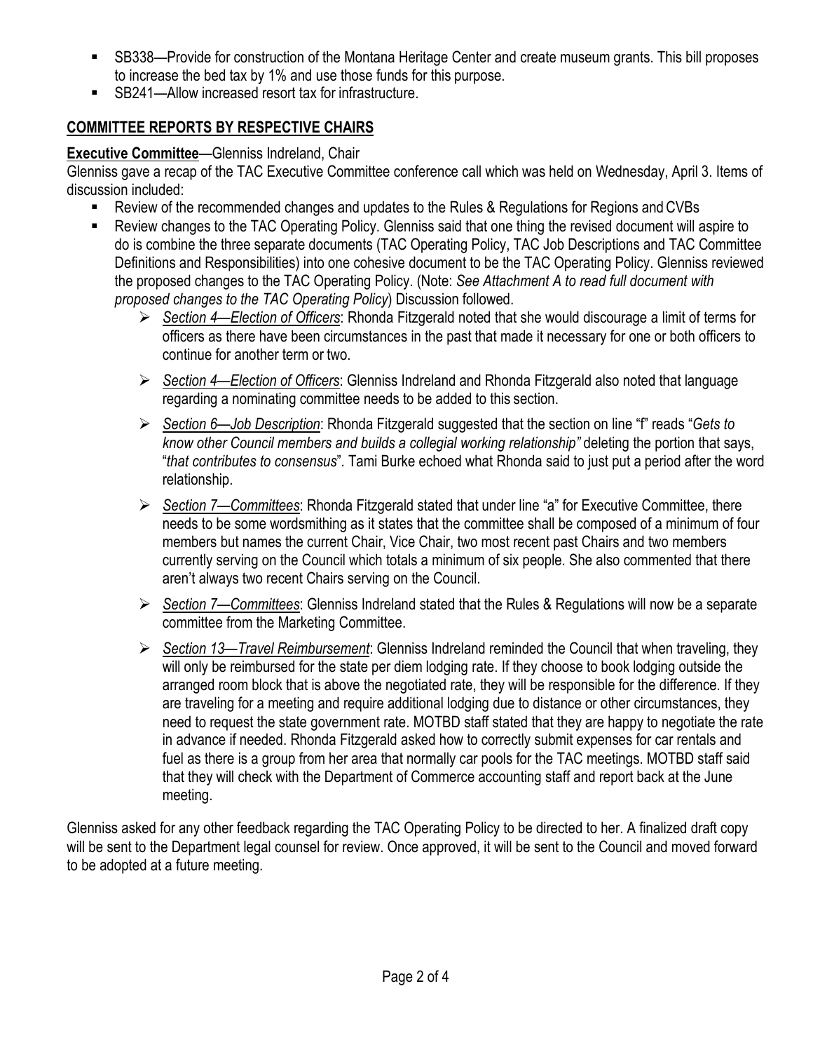- SB338—Provide for construction of the Montana Heritage Center and create museum grants. This bill proposes to increase the bed tax by 1% and use those funds for this purpose.
- SB241—Allow increased resort tax for infrastructure.

## COMMITTEE REPORTS BY RESPECTIVE CHAIRS

**Executive Committee**—Glenniss Indreland, Chair

Glenniss gave a recap of the TAC Executive Committee conference call which was held on Wednesday, April 3. Items of discussion included:

- Review of the recommended changes and updates to the Rules & Regulations for Regions and CVBs
- Review changes to the TAC Operating Policy. Glenniss said that one thing the revised document will aspire to do is combine the three separate documents (TAC Operating Policy, TAC Job Descriptions and TAC Committee Definitions and Responsibilities) into one cohesive document to be the TAC Operating Policy. Glenniss reviewed the proposed changes to the TAC Operating Policy. (Note: *See Attachment A to read full document with proposed changes to the TAC Operating Policy*) Discussion followed.
  - *Section 4—Election of Officers*: Rhonda Fitzgerald noted that she would discourage a limit of terms for officers as there have been circumstances in the past that made it necessary for one or both officers to continue for another term or two.
  - *Section 4—Election of Officers*: Glenniss Indreland and Rhonda Fitzgerald also noted that language regarding a nominating committee needs to be added to this section.
  - *Section 6—Job Description*: Rhonda Fitzgerald suggested that the section on line "f" reads "*Gets to know other Council members and builds a collegial working relationship"* deleting the portion that says, "*that contributes to consensus*". Tami Burke echoed what Rhonda said to just put a period after the word relationship.
  - *Section 7—Committees*: Rhonda Fitzgerald stated that under line "a" for Executive Committee, there needs to be some wordsmithing as it states that the committee shall be composed of a minimum of four members but names the current Chair, Vice Chair, two most recent past Chairs and two members currently serving on the Council which totals a minimum of six people. She also commented that there aren't always two recent Chairs serving on the Council.
  - *Section 7—Committees*: Glenniss Indreland stated that the Rules & Regulations will now be a separate committee from the Marketing Committee.
  - *Section 13—Travel Reimbursement*: Glenniss Indreland reminded the Council that when traveling, they will only be reimbursed for the state per diem lodging rate. If they choose to book lodging outside the arranged room block that is above the negotiated rate, they will be responsible for the difference. If they are traveling for a meeting and require additional lodging due to distance or other circumstances, they need to request the state government rate. MOTBD staff stated that they are happy to negotiate the rate in advance if needed. Rhonda Fitzgerald asked how to correctly submit expenses for car rentals and fuel as there is a group from her area that normally car pools for the TAC meetings. MOTBD staff said that they will check with the Department of Commerce accounting staff and report back at the June meeting.

Glenniss asked for any other feedback regarding the TAC Operating Policy to be directed to her. A finalized draft copy will be sent to the Department legal counsel for review. Once approved, it will be sent to the Council and moved forward to be adopted at a future meeting.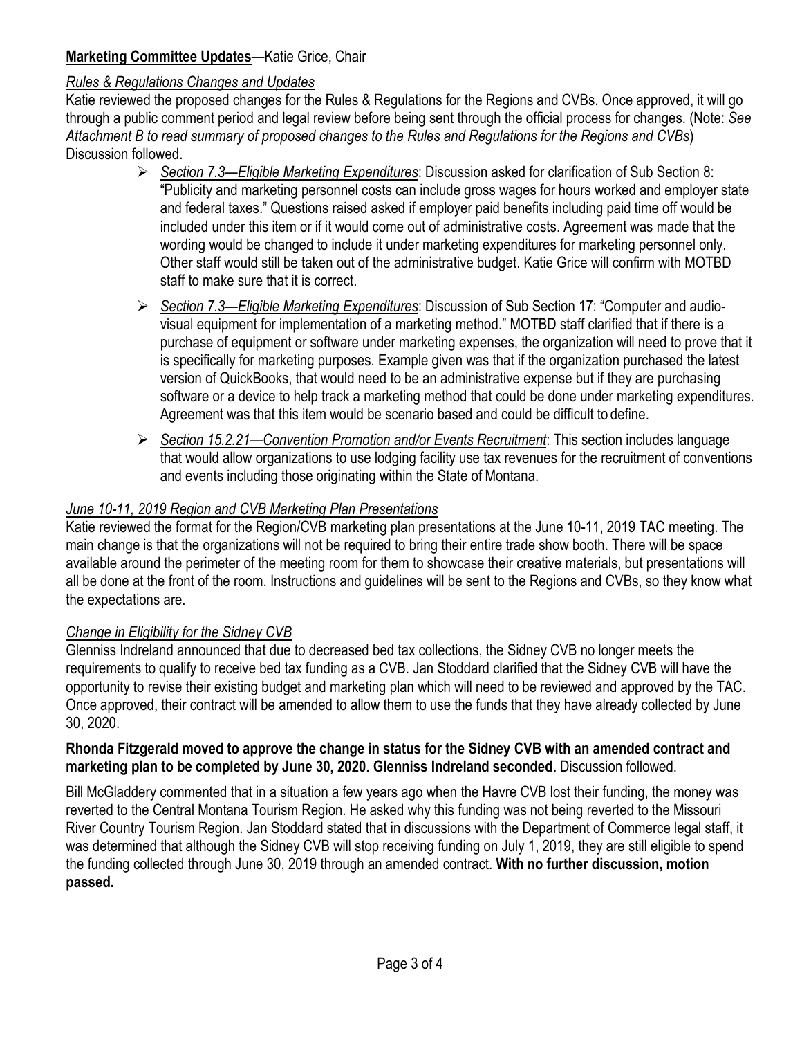**<u>Marketing Committee Updates</u>**—Katie Grice, Chair

*<u>Rules & Regulations Changes and Updates</u>*

Katie reviewed the proposed changes for the Rules & Regulations for the Regions and CVBs. Once approved, it will go through a public comment period and legal review before being sent through the official process for changes. (Note: *See Attachment B to read summary of proposed changes to the Rules and Regulations for the Regions and CVBs*) Discussion followed.

- *<u>Section 7.3—Eligible Marketing Expenditures</u>*: Discussion asked for clarification of Sub Section 8: "Publicity and marketing personnel costs can include gross wages for hours worked and employer state and federal taxes." Questions raised asked if employer paid benefits including paid time off would be included under this item or if it would come out of administrative costs. Agreement was made that the wording would be changed to include it under marketing expenditures for marketing personnel only. Other staff would still be taken out of the administrative budget. Katie Grice will confirm with MOTBD staff to make sure that it is correct.
- *<u>Section 7.3—Eligible Marketing Expenditures</u>*: Discussion of Sub Section 17: "Computer and audio-visual equipment for implementation of a marketing method." MOTBD staff clarified that if there is a purchase of equipment or software under marketing expenses, the organization will need to prove that it is specifically for marketing purposes. Example given was that if the organization purchased the latest version of QuickBooks, that would need to be an administrative expense but if they are purchasing software or a device to help track a marketing method that could be done under marketing expenditures. Agreement was that this item would be scenario based and could be difficult to define.
- *<u>Section 15.2.21—Convention Promotion and/or Events Recruitment</u>*: This section includes language that would allow organizations to use lodging facility use tax revenues for the recruitment of conventions and events including those originating within the State of Montana.

*<u>June 10-11, 2019 Region and CVB Marketing Plan Presentations</u>*

Katie reviewed the format for the Region/CVB marketing plan presentations at the June 10-11, 2019 TAC meeting. The main change is that the organizations will not be required to bring their entire trade show booth. There will be space available around the perimeter of the meeting room for them to showcase their creative materials, but presentations will all be done at the front of the room. Instructions and guidelines will be sent to the Regions and CVBs, so they know what the expectations are.

*<u>Change in Eligibility for the Sidney CVB</u>*

Glenniss Indreland announced that due to decreased bed tax collections, the Sidney CVB no longer meets the requirements to qualify to receive bed tax funding as a CVB. Jan Stoddard clarified that the Sidney CVB will have the opportunity to revise their existing budget and marketing plan which will need to be reviewed and approved by the TAC. Once approved, their contract will be amended to allow them to use the funds that they have already collected by June 30, 2020.

**Rhonda Fitzgerald moved to approve the change in status for the Sidney CVB with an amended contract and marketing plan to be completed by June 30, 2020. Glenniss Indreland seconded.** Discussion followed.

Bill McGladdery commented that in a situation a few years ago when the Havre CVB lost their funding, the money was reverted to the Central Montana Tourism Region. He asked why this funding was not being reverted to the Missouri River Country Tourism Region. Jan Stoddard stated that in discussions with the Department of Commerce legal staff, it was determined that although the Sidney CVB will stop receiving funding on July 1, 2019, they are still eligible to spend the funding collected through June 30, 2019 through an amended contract. **With no further discussion, motion passed.**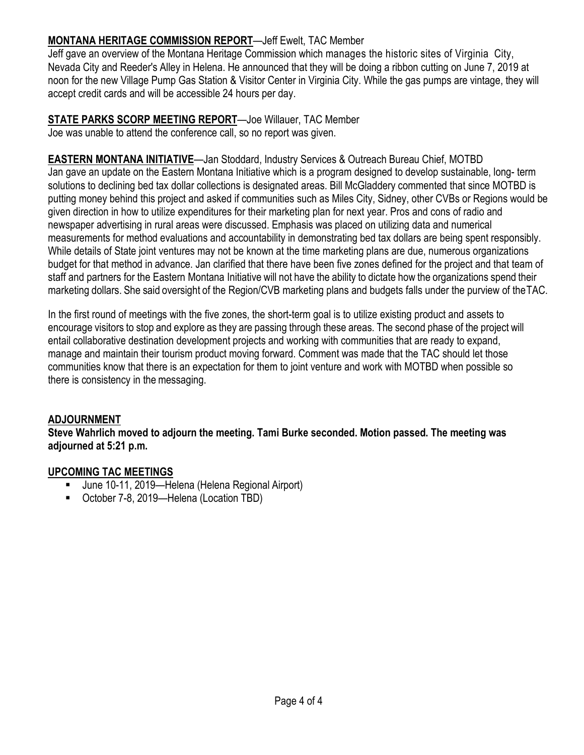**MONTANA HERITAGE COMMISSION REPORT**—Jeff Ewelt, TAC Member
Jeff gave an overview of the Montana Heritage Commission which manages the historic sites of Virginia City, Nevada City and Reeder's Alley in Helena. He announced that they will be doing a ribbon cutting on June 7, 2019 at noon for the new Village Pump Gas Station & Visitor Center in Virginia City. While the gas pumps are vintage, they will accept credit cards and will be accessible 24 hours per day.

**STATE PARKS SCORP MEETING REPORT**—Joe Willauer, TAC Member
Joe was unable to attend the conference call, so no report was given.

**EASTERN MONTANA INITIATIVE**—Jan Stoddard, Industry Services & Outreach Bureau Chief, MOTBD
Jan gave an update on the Eastern Montana Initiative which is a program designed to develop sustainable, long- term solutions to declining bed tax dollar collections is designated areas. Bill McGladdery commented that since MOTBD is putting money behind this project and asked if communities such as Miles City, Sidney, other CVBs or Regions would be given direction in how to utilize expenditures for their marketing plan for next year. Pros and cons of radio and newspaper advertising in rural areas were discussed. Emphasis was placed on utilizing data and numerical measurements for method evaluations and accountability in demonstrating bed tax dollars are being spent responsibly. While details of State joint ventures may not be known at the time marketing plans are due, numerous organizations budget for that method in advance. Jan clarified that there have been five zones defined for the project and that team of staff and partners for the Eastern Montana Initiative will not have the ability to dictate how the organizations spend their marketing dollars. She said oversight of the Region/CVB marketing plans and budgets falls under the purview of the TAC.

In the first round of meetings with the five zones, the short-term goal is to utilize existing product and assets to encourage visitors to stop and explore as they are passing through these areas. The second phase of the project will entail collaborative destination development projects and working with communities that are ready to expand, manage and maintain their tourism product moving forward. Comment was made that the TAC should let those communities know that there is an expectation for them to joint venture and work with MOTBD when possible so there is consistency in the messaging.

**ADJOURNMENT**

**Steve Wahrlich moved to adjourn the meeting. Tami Burke seconded. Motion passed. The meeting was adjourned at 5:21 p.m.**

**UPCOMING TAC MEETINGS**

- June 10-11, 2019—Helena (Helena Regional Airport)
- October 7-8, 2019—Helena (Location TBD)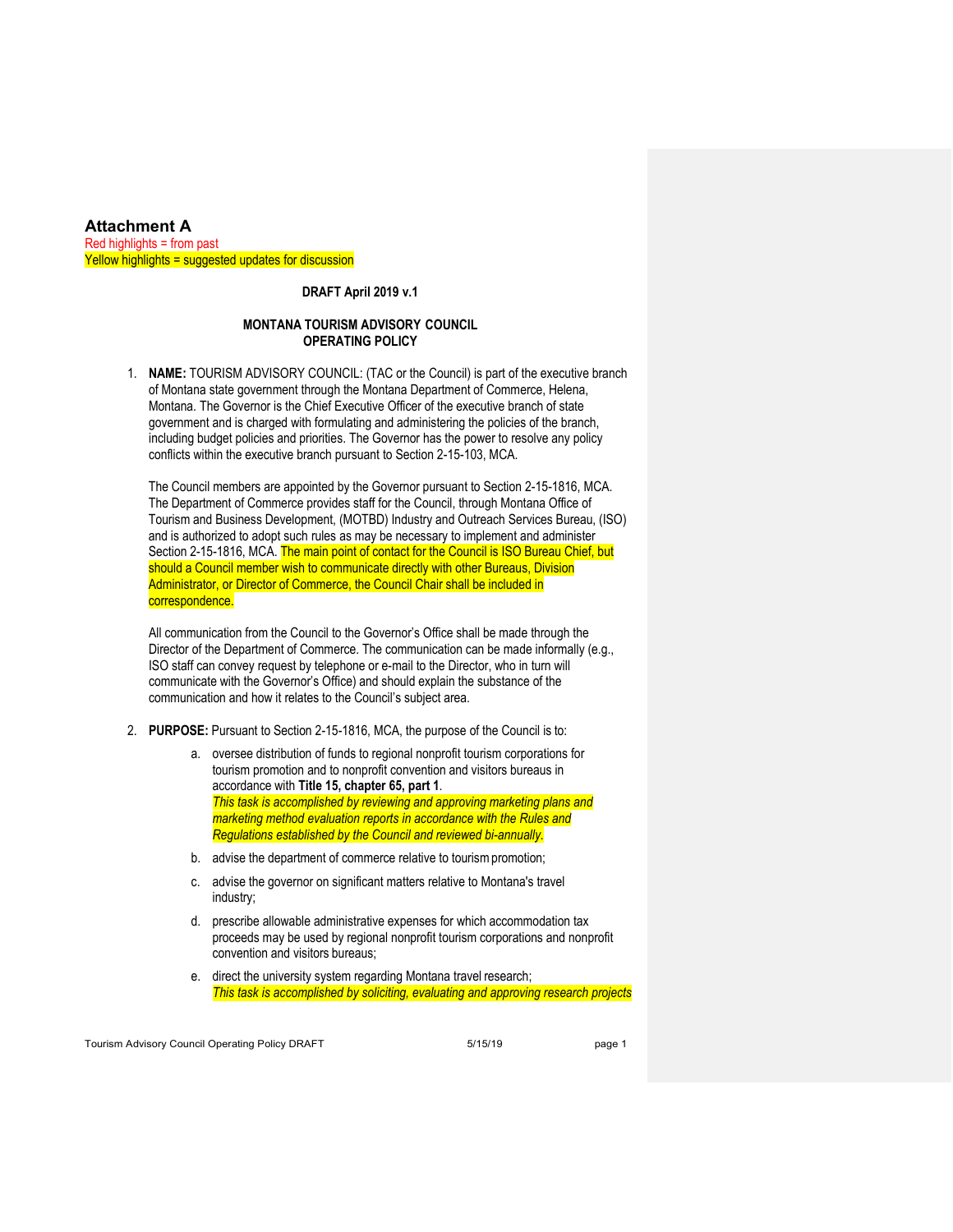# Attachment A

Red highlights = from past
Yellow highlights = suggested updates for discussion

**DRAFT April 2019 v.1**

**MONTANA TOURISM ADVISORY COUNCIL OPERATING POLICY**

1. **NAME:** TOURISM ADVISORY COUNCIL: (TAC or the Council) is part of the executive branch of Montana state government through the Montana Department of Commerce, Helena, Montana. The Governor is the Chief Executive Officer of the executive branch of state government and is charged with formulating and administering the policies of the branch, including budget policies and priorities. The Governor has the power to resolve any policy conflicts within the executive branch pursuant to Section 2-15-103, MCA.

   The Council members are appointed by the Governor pursuant to Section 2-15-1816, MCA. The Department of Commerce provides staff for the Council, through Montana Office of Tourism and Business Development, (MOTBD) Industry and Outreach Services Bureau, (ISO) and is authorized to adopt such rules as may be necessary to implement and administer Section 2-15-1816, MCA. The main point of contact for the Council is ISO Bureau Chief, but should a Council member wish to communicate directly with other Bureaus, Division Administrator, or Director of Commerce, the Council Chair shall be included in correspondence.

   All communication from the Council to the Governor's Office shall be made through the Director of the Department of Commerce. The communication can be made informally (e.g., ISO staff can convey request by telephone or e-mail to the Director, who in turn will communicate with the Governor's Office) and should explain the substance of the communication and how it relates to the Council's subject area.

2. **PURPOSE:** Pursuant to Section 2-15-1816, MCA, the purpose of the Council is to:

   a. oversee distribution of funds to regional nonprofit tourism corporations for tourism promotion and to nonprofit convention and visitors bureaus in accordance with **Title 15, chapter 65, part 1**.
   *This task is accomplished by reviewing and approving marketing plans and marketing method evaluation reports in accordance with the Rules and Regulations established by the Council and reviewed bi-annually.*

   b. advise the department of commerce relative to tourism promotion;

   c. advise the governor on significant matters relative to Montana's travel industry;

   d. prescribe allowable administrative expenses for which accommodation tax proceeds may be used by regional nonprofit tourism corporations and nonprofit convention and visitors bureaus;

   e. direct the university system regarding Montana travel research;
   *This task is accomplished by soliciting, evaluating and approving research projects*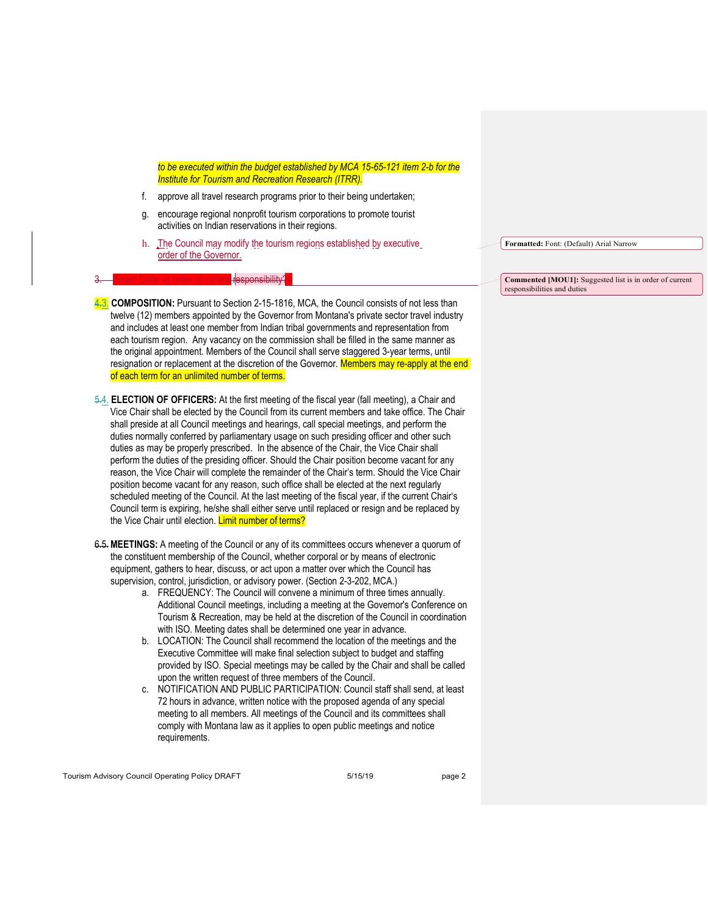*to be executed within the budget established by MCA 15-65-121 item 2-b for the Institute for Tourism and Recreation Research (ITRR).*

f. approve all travel research programs prior to their being undertaken;

g. encourage regional nonprofit tourism corporations to promote tourist activities on Indian reservations in their regions.

h. The Council may modify the tourism regions established by executive order of the Governor.

3. Exact Code vs order of current responsibility?

3. **COMPOSITION:** Pursuant to Section 2-15-1816, MCA, the Council consists of not less than twelve (12) members appointed by the Governor from Montana's private sector travel industry and includes at least one member from Indian tribal governments and representation from each tourism region. Any vacancy on the commission shall be filled in the same manner as the original appointment. Members of the Council shall serve staggered 3-year terms, until resignation or replacement at the discretion of the Governor. Members may re-apply at the end of each term for an unlimited number of terms.

4. **ELECTION OF OFFICERS:** At the first meeting of the fiscal year (fall meeting), a Chair and Vice Chair shall be elected by the Council from its current members and take office. The Chair shall preside at all Council meetings and hearings, call special meetings, and perform the duties normally conferred by parliamentary usage on such presiding officer and other such duties as may be properly prescribed. In the absence of the Chair, the Vice Chair shall perform the duties of the presiding officer. Should the Chair position become vacant for any reason, the Vice Chair will complete the remainder of the Chair's term. Should the Vice Chair position become vacant for any reason, such office shall be elected at the next regularly scheduled meeting of the Council. At the last meeting of the fiscal year, if the current Chair's Council term is expiring, he/she shall either serve until replaced or resign and be replaced by the Vice Chair until election. Limit number of terms?

5. **MEETINGS:** A meeting of the Council or any of its committees occurs whenever a quorum of the constituent membership of the Council, whether corporal or by means of electronic equipment, gathers to hear, discuss, or act upon a matter over which the Council has supervision, control, jurisdiction, or advisory power. (Section 2-3-202, MCA.)

   a. FREQUENCY: The Council will convene a minimum of three times annually. Additional Council meetings, including a meeting at the Governor's Conference on Tourism & Recreation, may be held at the discretion of the Council in coordination with ISO. Meeting dates shall be determined one year in advance.

   b. LOCATION: The Council shall recommend the location of the meetings and the Executive Committee will make final selection subject to budget and staffing provided by ISO. Special meetings may be called by the Chair and shall be called upon the written request of three members of the Council.

   c. NOTIFICATION AND PUBLIC PARTICIPATION: Council staff shall send, at least 72 hours in advance, written notice with the proposed agenda of any special meeting to all members. All meetings of the Council and its committees shall comply with Montana law as it applies to open public meetings and notice requirements.

Formatted: Font: (Default) Arial Narrow

Commented [MOU1]: Suggested list is in order of current responsibilities and duties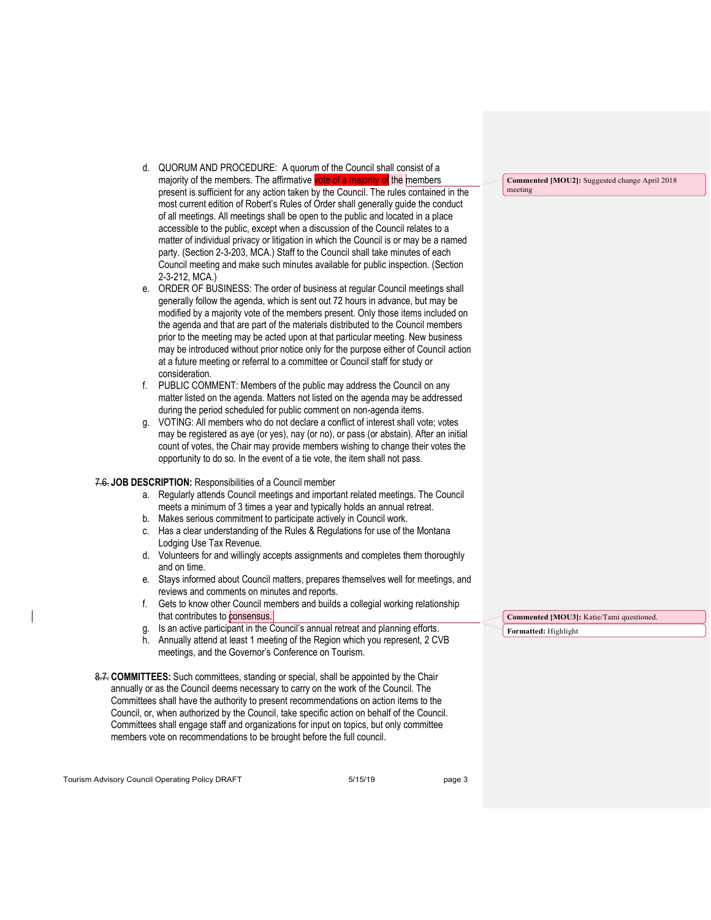d. QUORUM AND PROCEDURE: A quorum of the Council shall consist of a majority of the members. The affirmative vote of a majority of the members present is sufficient for any action taken by the Council. The rules contained in the most current edition of Robert's Rules of Order shall generally guide the conduct of all meetings. All meetings shall be open to the public and located in a place accessible to the public, except when a discussion of the Council relates to a matter of individual privacy or litigation in which the Council is or may be a named party. (Section 2-3-203, MCA.) Staff to the Council shall take minutes of each Council meeting and make such minutes available for public inspection. (Section 2-3-212, MCA.)

e. ORDER OF BUSINESS: The order of business at regular Council meetings shall generally follow the agenda, which is sent out 72 hours in advance, but may be modified by a majority vote of the members present. Only those items included on the agenda and that are part of the materials distributed to the Council members prior to the meeting may be acted upon at that particular meeting. New business may be introduced without prior notice only for the purpose either of Council action at a future meeting or referral to a committee or Council staff for study or consideration.

f. PUBLIC COMMENT: Members of the public may address the Council on any matter listed on the agenda. Matters not listed on the agenda may be addressed during the period scheduled for public comment on non-agenda items.

g. VOTING: All members who do not declare a conflict of interest shall vote; votes may be registered as aye (or yes), nay (or no), or pass (or abstain). After an initial count of votes, the Chair may provide members wishing to change their votes the opportunity to do so. In the event of a tie vote, the item shall not pass.

~~7.~~6. **JOB DESCRIPTION:** Responsibilities of a Council member

a. Regularly attends Council meetings and important related meetings. The Council meets a minimum of 3 times a year and typically holds an annual retreat.
b. Makes serious commitment to participate actively in Council work.
c. Has a clear understanding of the Rules & Regulations for use of the Montana Lodging Use Tax Revenue.
d. Volunteers for and willingly accepts assignments and completes them thoroughly and on time.
e. Stays informed about Council matters, prepares themselves well for meetings, and reviews and comments on minutes and reports.
f. Gets to know other Council members and builds a collegial working relationship that contributes to consensus.
g. Is an active participant in the Council's annual retreat and planning efforts.
h. Annually attend at least 1 meeting of the Region which you represent, 2 CVB meetings, and the Governor's Conference on Tourism.

~~8.~~7. **COMMITTEES:** Such committees, standing or special, shall be appointed by the Chair annually or as the Council deems necessary to carry on the work of the Council. The Committees shall have the authority to present recommendations on action items to the Council, or, when authorized by the Council, take specific action on behalf of the Council. Committees shall engage staff and organizations for input on topics, but only committee members vote on recommendations to be brought before the full council.

**Commented [MOU2]:** Suggested change April 2018 meeting

**Commented [MOU3]:** Katie/Tami questioned.

**Formatted:** Highlight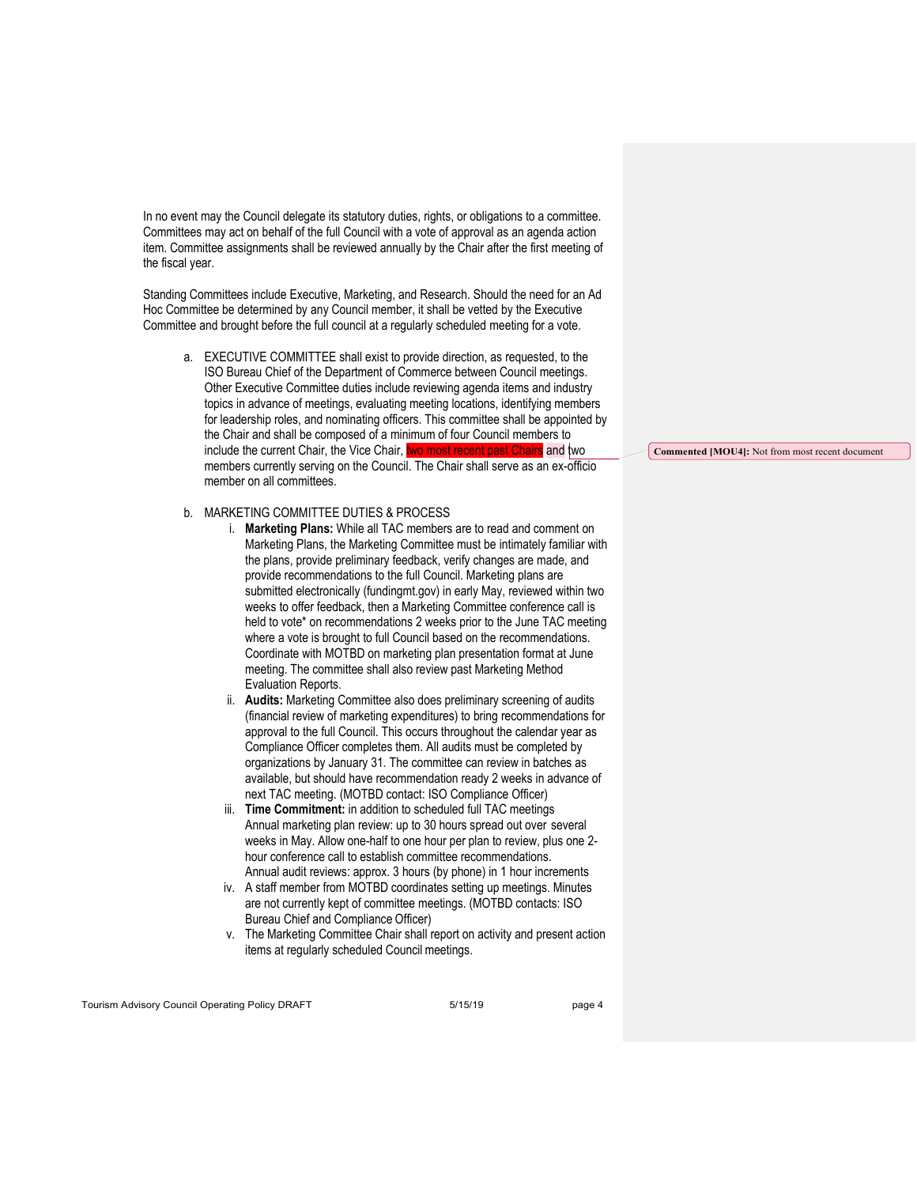In no event may the Council delegate its statutory duties, rights, or obligations to a committee. Committees may act on behalf of the full Council with a vote of approval as an agenda action item. Committee assignments shall be reviewed annually by the Chair after the first meeting of the fiscal year.

Standing Committees include Executive, Marketing, and Research. Should the need for an Ad Hoc Committee be determined by any Council member, it shall be vetted by the Executive Committee and brought before the full council at a regularly scheduled meeting for a vote.

a. EXECUTIVE COMMITTEE shall exist to provide direction, as requested, to the ISO Bureau Chief of the Department of Commerce between Council meetings. Other Executive Committee duties include reviewing agenda items and industry topics in advance of meetings, evaluating meeting locations, identifying members for leadership roles, and nominating officers. This committee shall be appointed by the Chair and shall be composed of a minimum of four Council members to include the current Chair, the Vice Chair, two most recent past Chairs and two members currently serving on the Council. The Chair shall serve as an ex-officio member on all committees.

**Commented [MOU4]:** Not from most recent document

b. MARKETING COMMITTEE DUTIES & PROCESS

   i. **Marketing Plans:** While all TAC members are to read and comment on Marketing Plans, the Marketing Committee must be intimately familiar with the plans, provide preliminary feedback, verify changes are made, and provide recommendations to the full Council. Marketing plans are submitted electronically (fundingmt.gov) in early May, reviewed within two weeks to offer feedback, then a Marketing Committee conference call is held to vote* on recommendations 2 weeks prior to the June TAC meeting where a vote is brought to full Council based on the recommendations. Coordinate with MOTBD on marketing plan presentation format at June meeting. The committee shall also review past Marketing Method Evaluation Reports.

   ii. **Audits:** Marketing Committee also does preliminary screening of audits (financial review of marketing expenditures) to bring recommendations for approval to the full Council. This occurs throughout the calendar year as Compliance Officer completes them. All audits must be completed by organizations by January 31. The committee can review in batches as available, but should have recommendation ready 2 weeks in advance of next TAC meeting. (MOTBD contact: ISO Compliance Officer)

   iii. **Time Commitment:** in addition to scheduled full TAC meetings
   Annual marketing plan review: up to 30 hours spread out over several weeks in May. Allow one-half to one hour per plan to review, plus one 2-hour conference call to establish committee recommendations.
   Annual audit reviews: approx. 3 hours (by phone) in 1 hour increments

   iv. A staff member from MOTBD coordinates setting up meetings. Minutes are not currently kept of committee meetings. (MOTBD contacts: ISO Bureau Chief and Compliance Officer)

   v. The Marketing Committee Chair shall report on activity and present action items at regularly scheduled Council meetings.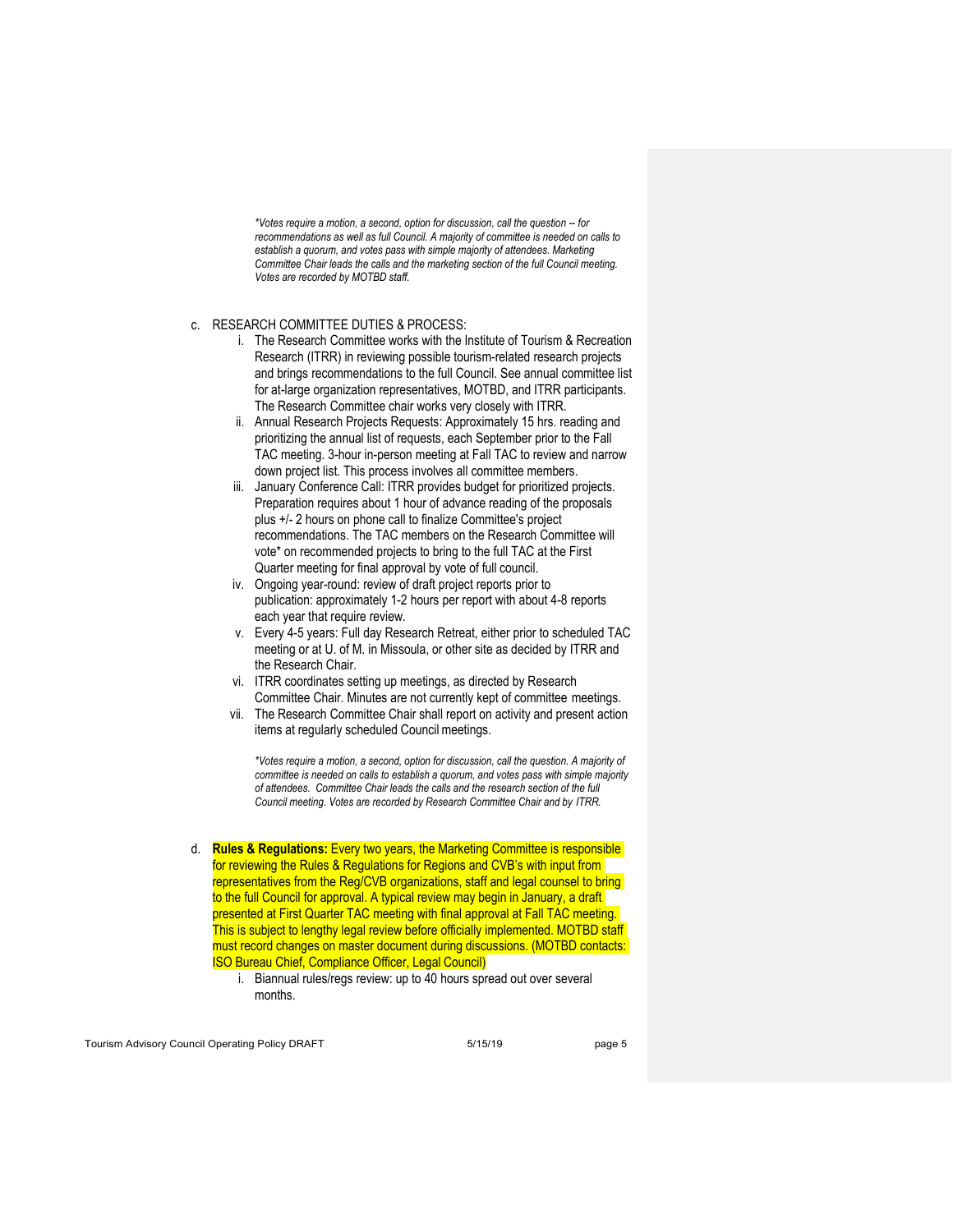*\*Votes require a motion, a second, option for discussion, call the question -- for recommendations as well as full Council. A majority of committee is needed on calls to establish a quorum, and votes pass with simple majority of attendees. Marketing Committee Chair leads the calls and the marketing section of the full Council meeting. Votes are recorded by MOTBD staff.*

c. RESEARCH COMMITTEE DUTIES & PROCESS:

   i. The Research Committee works with the Institute of Tourism & Recreation Research (ITRR) in reviewing possible tourism-related research projects and brings recommendations to the full Council. See annual committee list for at-large organization representatives, MOTBD, and ITRR participants. The Research Committee chair works very closely with ITRR.

   ii. Annual Research Projects Requests: Approximately 15 hrs. reading and prioritizing the annual list of requests, each September prior to the Fall TAC meeting. 3-hour in-person meeting at Fall TAC to review and narrow down project list. This process involves all committee members.

   iii. January Conference Call: ITRR provides budget for prioritized projects. Preparation requires about 1 hour of advance reading of the proposals plus +/- 2 hours on phone call to finalize Committee's project recommendations. The TAC members on the Research Committee will vote* on recommended projects to bring to the full TAC at the First Quarter meeting for final approval by vote of full council.

   iv. Ongoing year-round: review of draft project reports prior to publication: approximately 1-2 hours per report with about 4-8 reports each year that require review.

   v. Every 4-5 years: Full day Research Retreat, either prior to scheduled TAC meeting or at U. of M. in Missoula, or other site as decided by ITRR and the Research Chair.

   vi. ITRR coordinates setting up meetings, as directed by Research Committee Chair. Minutes are not currently kept of committee meetings.

   vii. The Research Committee Chair shall report on activity and present action items at regularly scheduled Council meetings.

   *\*Votes require a motion, a second, option for discussion, call the question. A majority of committee is needed on calls to establish a quorum, and votes pass with simple majority of attendees. Committee Chair leads the calls and the research section of the full Council meeting. Votes are recorded by Research Committee Chair and by ITRR.*

d. **Rules & Regulations:** Every two years, the Marketing Committee is responsible for reviewing the Rules & Regulations for Regions and CVB's with input from representatives from the Reg/CVB organizations, staff and legal counsel to bring to the full Council for approval. A typical review may begin in January, a draft presented at First Quarter TAC meeting with final approval at Fall TAC meeting. This is subject to lengthy legal review before officially implemented. MOTBD staff must record changes on master document during discussions. (MOTBD contacts: ISO Bureau Chief, Compliance Officer, Legal Council)

   i. Biannual rules/regs review: up to 40 hours spread out over several months.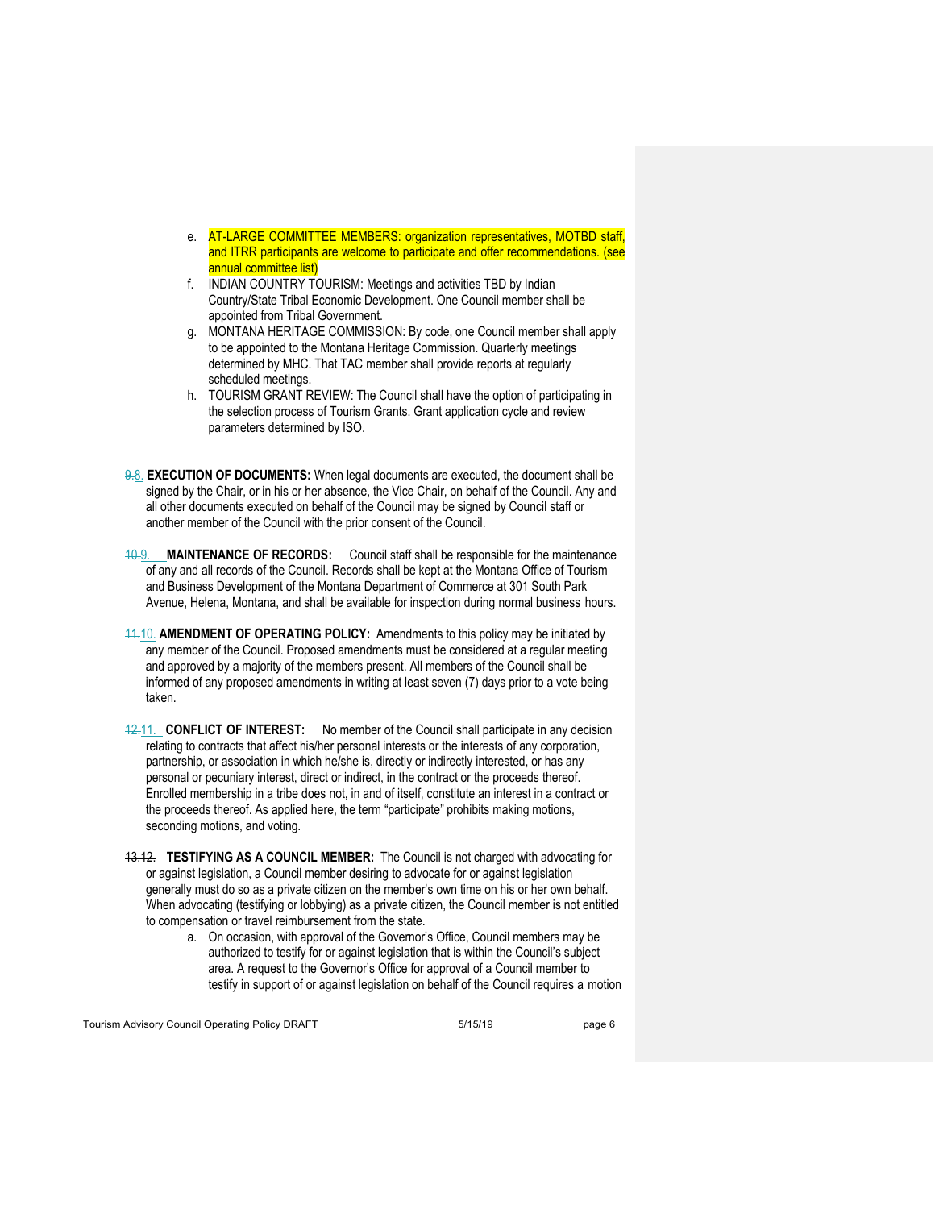e. AT-LARGE COMMITTEE MEMBERS: organization representatives, MOTBD staff, and ITRR participants are welcome to participate and offer recommendations. (see annual committee list)

f. INDIAN COUNTRY TOURISM: Meetings and activities TBD by Indian Country/State Tribal Economic Development. One Council member shall be appointed from Tribal Government.

g. MONTANA HERITAGE COMMISSION: By code, one Council member shall apply to be appointed to the Montana Heritage Commission. Quarterly meetings determined by MHC. That TAC member shall provide reports at regularly scheduled meetings.

h. TOURISM GRANT REVIEW: The Council shall have the option of participating in the selection process of Tourism Grants. Grant application cycle and review parameters determined by ISO.

~~9.~~8. **EXECUTION OF DOCUMENTS:** When legal documents are executed, the document shall be signed by the Chair, or in his or her absence, the Vice Chair, on behalf of the Council. Any and all other documents executed on behalf of the Council may be signed by Council staff or another member of the Council with the prior consent of the Council.

~~10.~~9. **MAINTENANCE OF RECORDS:** Council staff shall be responsible for the maintenance of any and all records of the Council. Records shall be kept at the Montana Office of Tourism and Business Development of the Montana Department of Commerce at 301 South Park Avenue, Helena, Montana, and shall be available for inspection during normal business hours.

~~11.~~10. **AMENDMENT OF OPERATING POLICY:** Amendments to this policy may be initiated by any member of the Council. Proposed amendments must be considered at a regular meeting and approved by a majority of the members present. All members of the Council shall be informed of any proposed amendments in writing at least seven (7) days prior to a vote being taken.

~~12.~~11. **CONFLICT OF INTEREST:** No member of the Council shall participate in any decision relating to contracts that affect his/her personal interests or the interests of any corporation, partnership, or association in which he/she is, directly or indirectly interested, or has any personal or pecuniary interest, direct or indirect, in the contract or the proceeds thereof. Enrolled membership in a tribe does not, in and of itself, constitute an interest in a contract or the proceeds thereof. As applied here, the term "participate" prohibits making motions, seconding motions, and voting.

~~13.~~12. **TESTIFYING AS A COUNCIL MEMBER:** The Council is not charged with advocating for or against legislation, a Council member desiring to advocate for or against legislation generally must do so as a private citizen on the member's own time on his or her own behalf. When advocating (testifying or lobbying) as a private citizen, the Council member is not entitled to compensation or travel reimbursement from the state.

a. On occasion, with approval of the Governor's Office, Council members may be authorized to testify for or against legislation that is within the Council's subject area. A request to the Governor's Office for approval of a Council member to testify in support of or against legislation on behalf of the Council requires a motion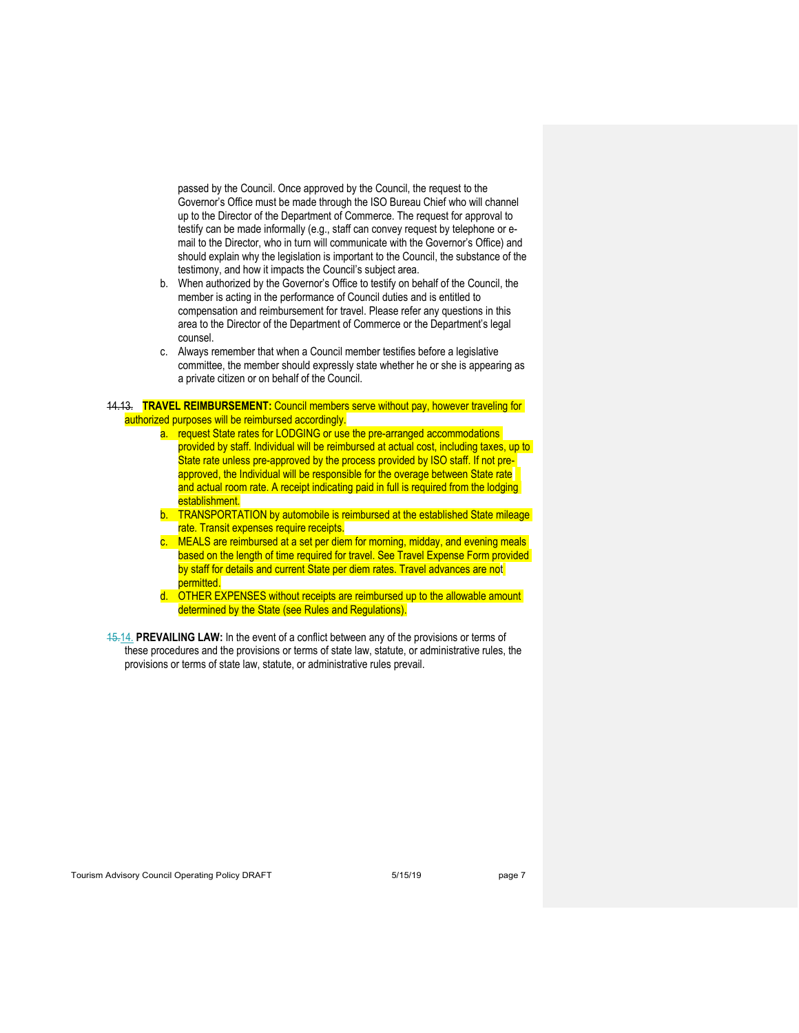passed by the Council. Once approved by the Council, the request to the Governor's Office must be made through the ISO Bureau Chief who will channel up to the Director of the Department of Commerce. The request for approval to testify can be made informally (e.g., staff can convey request by telephone or e-mail to the Director, who in turn will communicate with the Governor's Office) and should explain why the legislation is important to the Council, the substance of the testimony, and how it impacts the Council's subject area.

b. When authorized by the Governor's Office to testify on behalf of the Council, the member is acting in the performance of Council duties and is entitled to compensation and reimbursement for travel. Please refer any questions in this area to the Director of the Department of Commerce or the Department's legal counsel.

c. Always remember that when a Council member testifies before a legislative committee, the member should expressly state whether he or she is appearing as a private citizen or on behalf of the Council.

~~14.~~13. **TRAVEL REIMBURSEMENT:** Council members serve without pay, however traveling for authorized purposes will be reimbursed accordingly.

a. request State rates for LODGING or use the pre-arranged accommodations provided by staff. Individual will be reimbursed at actual cost, including taxes, up to State rate unless pre-approved by the process provided by ISO staff. If not pre-approved, the Individual will be responsible for the overage between State rate and actual room rate. A receipt indicating paid in full is required from the lodging establishment.

b. TRANSPORTATION by automobile is reimbursed at the established State mileage rate. Transit expenses require receipts.

c. MEALS are reimbursed at a set per diem for morning, midday, and evening meals based on the length of time required for travel. See Travel Expense Form provided by staff for details and current State per diem rates. Travel advances are not permitted.

d. OTHER EXPENSES without receipts are reimbursed up to the allowable amount determined by the State (see Rules and Regulations).

~~15.~~14. **PREVAILING LAW:** In the event of a conflict between any of the provisions or terms of these procedures and the provisions or terms of state law, statute, or administrative rules, the provisions or terms of state law, statute, or administrative rules prevail.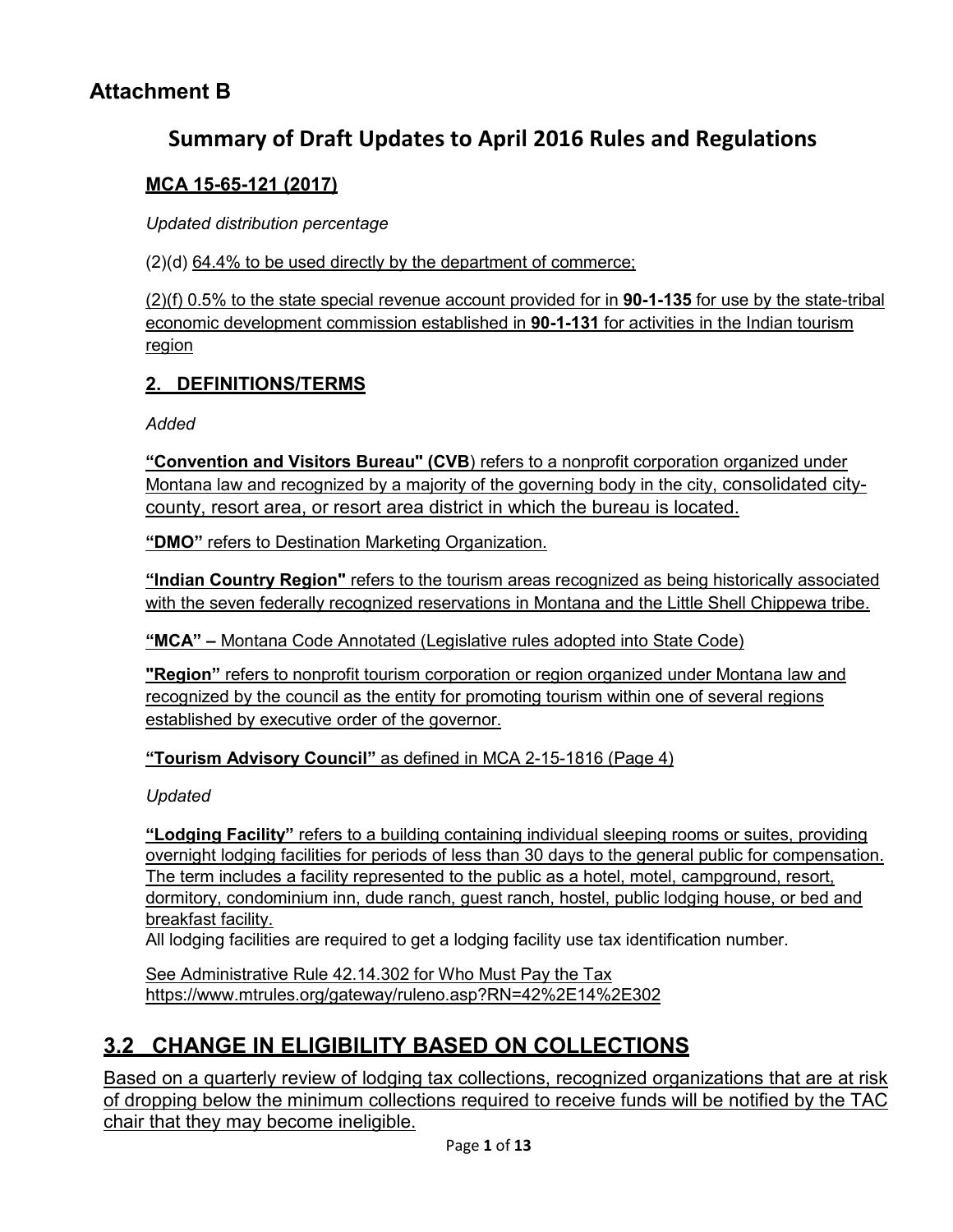# Attachment B

## Summary of Draft Updates to April 2016 Rules and Regulations

### MCA 15-65-121 (2017)

*Updated distribution percentage*

(2)(d) 64.4% to be used directly by the department of commerce;

(2)(f) 0.5% to the state special revenue account provided for in **90-1-135** for use by the state-tribal economic development commission established in **90-1-131** for activities in the Indian tourism region

### 2. DEFINITIONS/TERMS

*Added*

**"Convention and Visitors Bureau" (CVB**) refers to a nonprofit corporation organized under Montana law and recognized by a majority of the governing body in the city, consolidated city-county, resort area, or resort area district in which the bureau is located.

**"DMO"** refers to Destination Marketing Organization.

**"Indian Country Region"** refers to the tourism areas recognized as being historically associated with the seven federally recognized reservations in Montana and the Little Shell Chippewa tribe.

**"MCA" –** Montana Code Annotated (Legislative rules adopted into State Code)

**"Region"** refers to nonprofit tourism corporation or region organized under Montana law and recognized by the council as the entity for promoting tourism within one of several regions established by executive order of the governor.

**"Tourism Advisory Council"** as defined in MCA 2-15-1816 (Page 4)

*Updated*

**"Lodging Facility"** refers to a building containing individual sleeping rooms or suites, providing overnight lodging facilities for periods of less than 30 days to the general public for compensation. The term includes a facility represented to the public as a hotel, motel, campground, resort, dormitory, condominium inn, dude ranch, guest ranch, hostel, public lodging house, or bed and breakfast facility.
All lodging facilities are required to get a lodging facility use tax identification number.

See Administrative Rule 42.14.302 for Who Must Pay the Tax
https://www.mtrules.org/gateway/ruleno.asp?RN=42%2E14%2E302

## 3.2 CHANGE IN ELIGIBILITY BASED ON COLLECTIONS

Based on a quarterly review of lodging tax collections, recognized organizations that are at risk of dropping below the minimum collections required to receive funds will be notified by the TAC chair that they may become ineligible.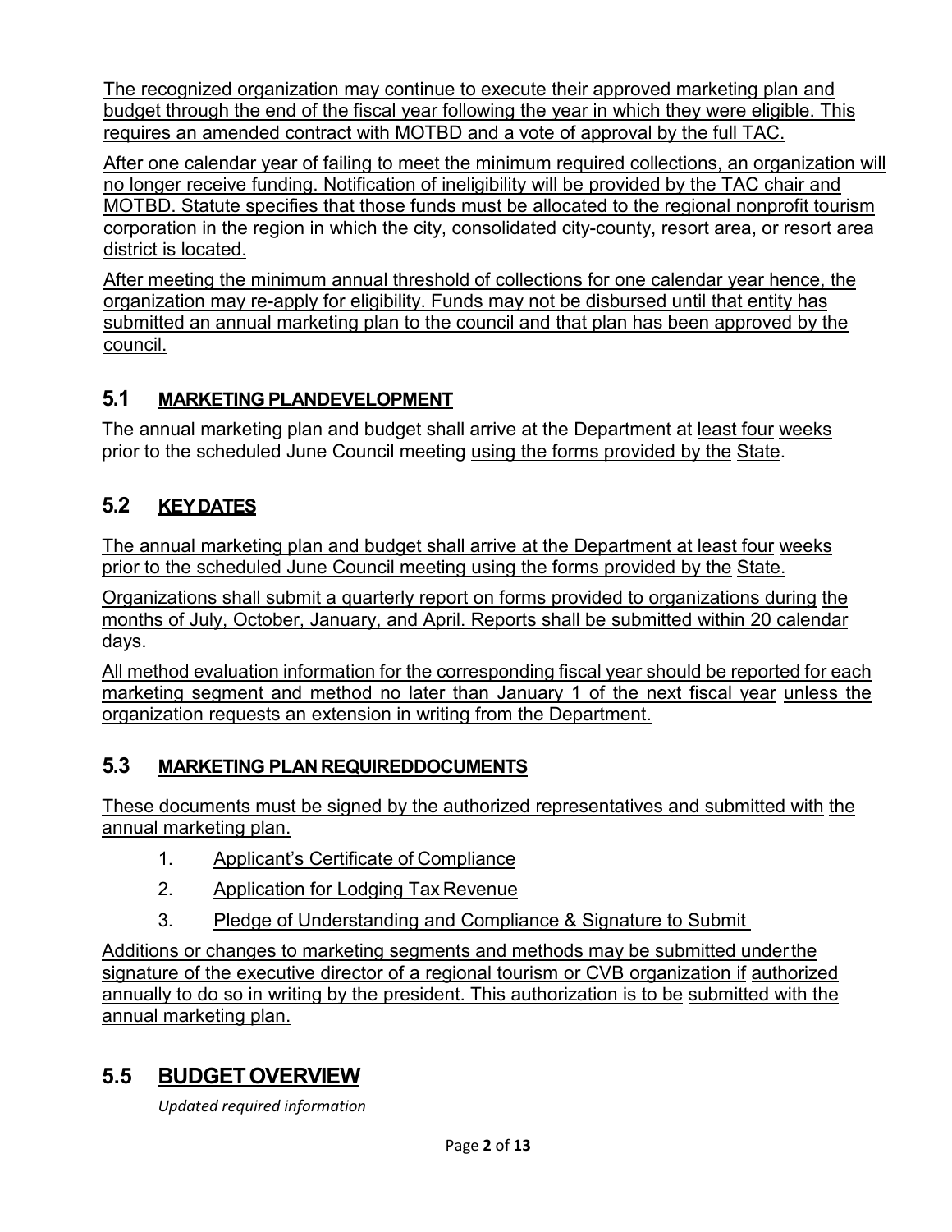The recognized organization may continue to execute their approved marketing plan and budget through the end of the fiscal year following the year in which they were eligible. This requires an amended contract with MOTBD and a vote of approval by the full TAC.

After one calendar year of failing to meet the minimum required collections, an organization will no longer receive funding. Notification of ineligibility will be provided by the TAC chair and MOTBD. Statute specifies that those funds must be allocated to the regional nonprofit tourism corporation in the region in which the city, consolidated city-county, resort area, or resort area district is located.

After meeting the minimum annual threshold of collections for one calendar year hence, the organization may re-apply for eligibility. Funds may not be disbursed until that entity has submitted an annual marketing plan to the council and that plan has been approved by the council.

## 5.1 MARKETING PLANDEVELOPMENT

The annual marketing plan and budget shall arrive at the Department at least four weeks prior to the scheduled June Council meeting using the forms provided by the State.

## 5.2 KEYDATES

The annual marketing plan and budget shall arrive at the Department at least four weeks prior to the scheduled June Council meeting using the forms provided by the State.

Organizations shall submit a quarterly report on forms provided to organizations during the months of July, October, January, and April. Reports shall be submitted within 20 calendar days.

All method evaluation information for the corresponding fiscal year should be reported for each marketing segment and method no later than January 1 of the next fiscal year unless the organization requests an extension in writing from the Department.

## 5.3 MARKETING PLAN REQUIREDDOCUMENTS

These documents must be signed by the authorized representatives and submitted with the annual marketing plan.

1. Applicant's Certificate of Compliance
2. Application for Lodging Tax Revenue
3. Pledge of Understanding and Compliance & Signature to Submit

Additions or changes to marketing segments and methods may be submitted under the signature of the executive director of a regional tourism or CVB organization if authorized annually to do so in writing by the president. This authorization is to be submitted with the annual marketing plan.

# 5.5 BUDGET OVERVIEW

*Updated required information*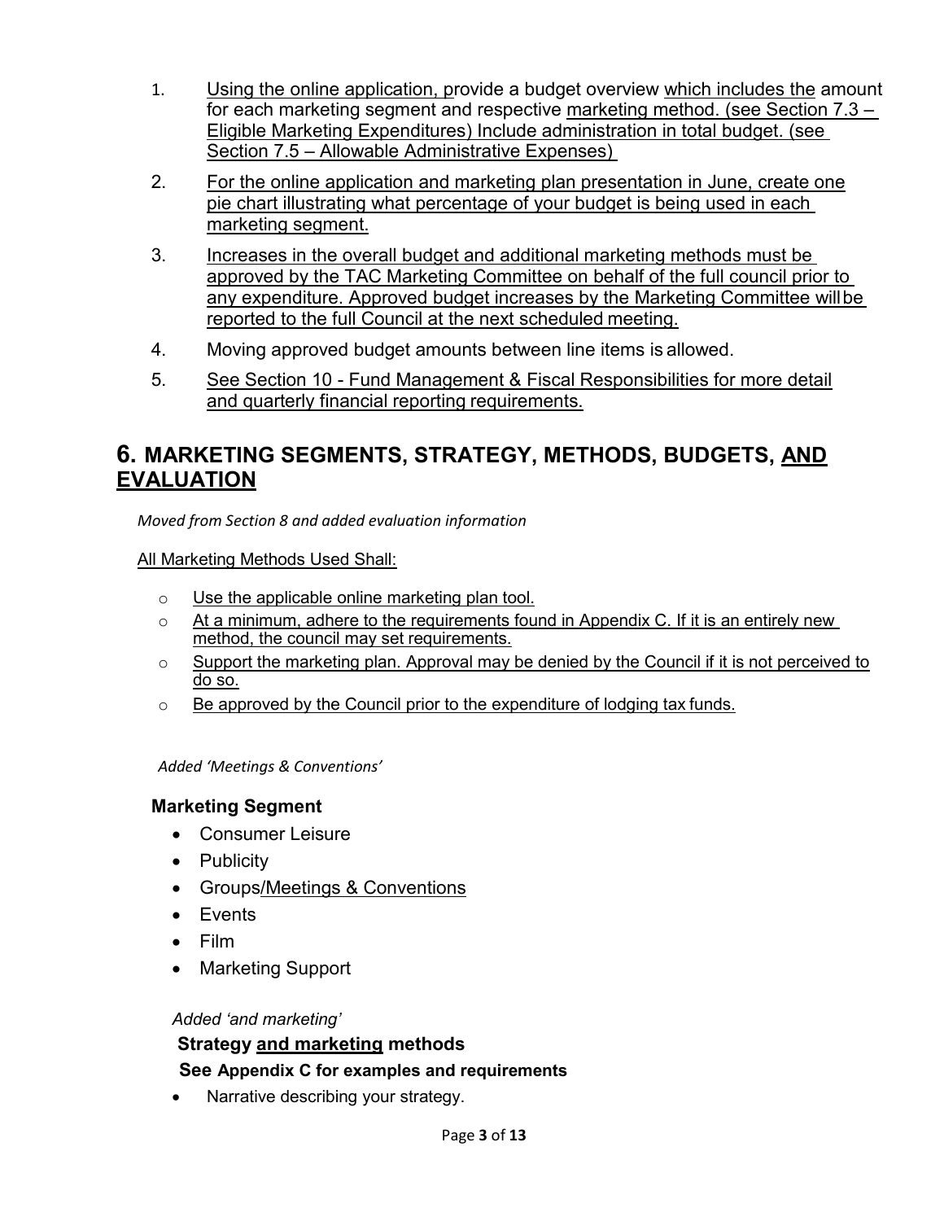1. Using the online application, provide a budget overview which includes the amount for each marketing segment and respective marketing method. (see Section 7.3 – Eligible Marketing Expenditures) Include administration in total budget. (see Section 7.5 – Allowable Administrative Expenses)
2. For the online application and marketing plan presentation in June, create one pie chart illustrating what percentage of your budget is being used in each marketing segment.
3. Increases in the overall budget and additional marketing methods must be approved by the TAC Marketing Committee on behalf of the full council prior to any expenditure. Approved budget increases by the Marketing Committee will be reported to the full Council at the next scheduled meeting.
4. Moving approved budget amounts between line items is allowed.
5. See Section 10 - Fund Management & Fiscal Responsibilities for more detail and quarterly financial reporting requirements.

# 6. MARKETING SEGMENTS, STRATEGY, METHODS, BUDGETS, AND EVALUATION

*Moved from Section 8 and added evaluation information*

All Marketing Methods Used Shall:

- Use the applicable online marketing plan tool.
- At a minimum, adhere to the requirements found in Appendix C. If it is an entirely new method, the council may set requirements.
- Support the marketing plan. Approval may be denied by the Council if it is not perceived to do so.
- Be approved by the Council prior to the expenditure of lodging tax funds.

*Added 'Meetings & Conventions'*

**Marketing Segment**

- Consumer Leisure
- Publicity
- Groups/Meetings & Conventions
- Events
- Film
- Marketing Support

*Added 'and marketing'*

**Strategy and marketing methods**

**See Appendix C for examples and requirements**

- Narrative describing your strategy.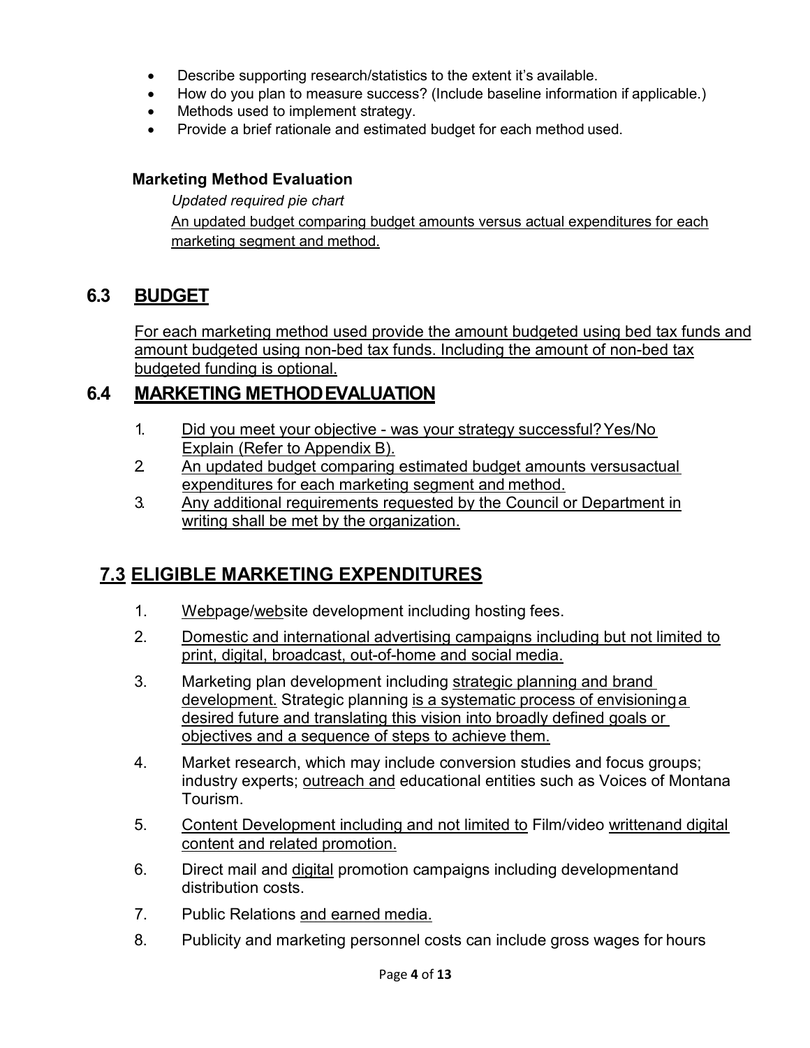- Describe supporting research/statistics to the extent it's available.
- How do you plan to measure success? (Include baseline information if applicable.)
- Methods used to implement strategy.
- Provide a brief rationale and estimated budget for each method used.

**Marketing Method Evaluation**

*Updated required pie chart*

An updated budget comparing budget amounts versus actual expenditures for each marketing segment and method.

## 6.3 BUDGET

For each marketing method used provide the amount budgeted using bed tax funds and amount budgeted using non-bed tax funds. Including the amount of non-bed tax budgeted funding is optional.

## 6.4 MARKETING METHOD EVALUATION

1. Did you meet your objective - was your strategy successful? Yes/No Explain (Refer to Appendix B).
2. An updated budget comparing estimated budget amounts versus actual expenditures for each marketing segment and method.
3. Any additional requirements requested by the Council or Department in writing shall be met by the organization.

## 7.3 ELIGIBLE MARKETING EXPENDITURES

1. Webpage/website development including hosting fees.
2. Domestic and international advertising campaigns including but not limited to print, digital, broadcast, out-of-home and social media.
3. Marketing plan development including strategic planning and brand development. Strategic planning is a systematic process of envisioning a desired future and translating this vision into broadly defined goals or objectives and a sequence of steps to achieve them.
4. Market research, which may include conversion studies and focus groups; industry experts; outreach and educational entities such as Voices of Montana Tourism.
5. Content Development including and not limited to Film/video written and digital content and related promotion.
6. Direct mail and digital promotion campaigns including development and distribution costs.
7. Public Relations and earned media.
8. Publicity and marketing personnel costs can include gross wages for hours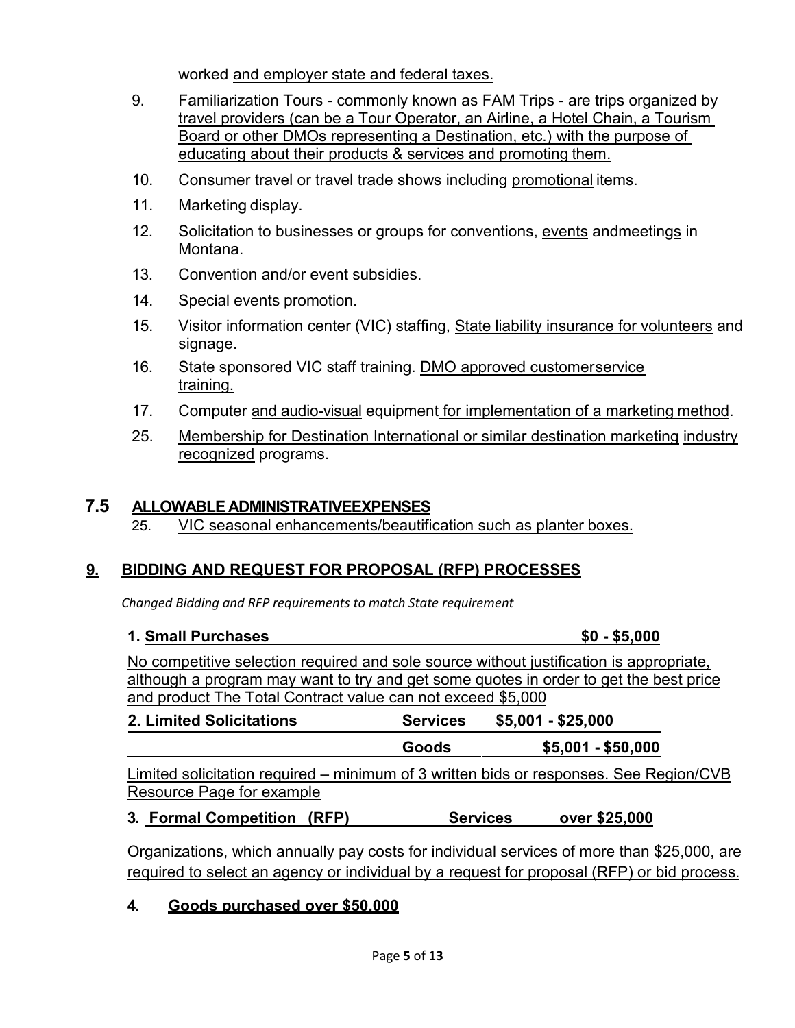worked and employer state and federal taxes.

9. Familiarization Tours - commonly known as FAM Trips - are trips organized by travel providers (can be a Tour Operator, an Airline, a Hotel Chain, a Tourism Board or other DMOs representing a Destination, etc.) with the purpose of educating about their products & services and promoting them.
10. Consumer travel or travel trade shows including promotional items.
11. Marketing display.
12. Solicitation to businesses or groups for conventions, events andmeetings in Montana.
13. Convention and/or event subsidies.
14. Special events promotion.
15. Visitor information center (VIC) staffing, State liability insurance for volunteers and signage.
16. State sponsored VIC staff training. DMO approved customerservice training.
17. Computer and audio-visual equipment for implementation of a marketing method.
25. Membership for Destination International or similar destination marketing industry recognized programs.

## 7.5 ALLOWABLE ADMINISTRATIVEEXPENSES

25. VIC seasonal enhancements/beautification such as planter boxes.

## 9. BIDDING AND REQUEST FOR PROPOSAL (RFP) PROCESSES

*Changed Bidding and RFP requirements to match State requirement*

**1. Small Purchases** **$0 - $5,000**

No competitive selection required and sole source without justification is appropriate, although a program may want to try and get some quotes in order to get the best price and product The Total Contract value can not exceed $5,000

| **2. Limited Solicitations** | **Services** | **$5,001 - $25,000** |
|---|---|---|
| | **Goods** | **$5,001 - $50,000** |

Limited solicitation required – minimum of 3 written bids or responses. See Region/CVB Resource Page for example

**3. Formal Competition (RFP)** **Services** **over $25,000**

Organizations, which annually pay costs for individual services of more than $25,000, are required to select an agency or individual by a request for proposal (RFP) or bid process.

**4. Goods purchased over $50,000**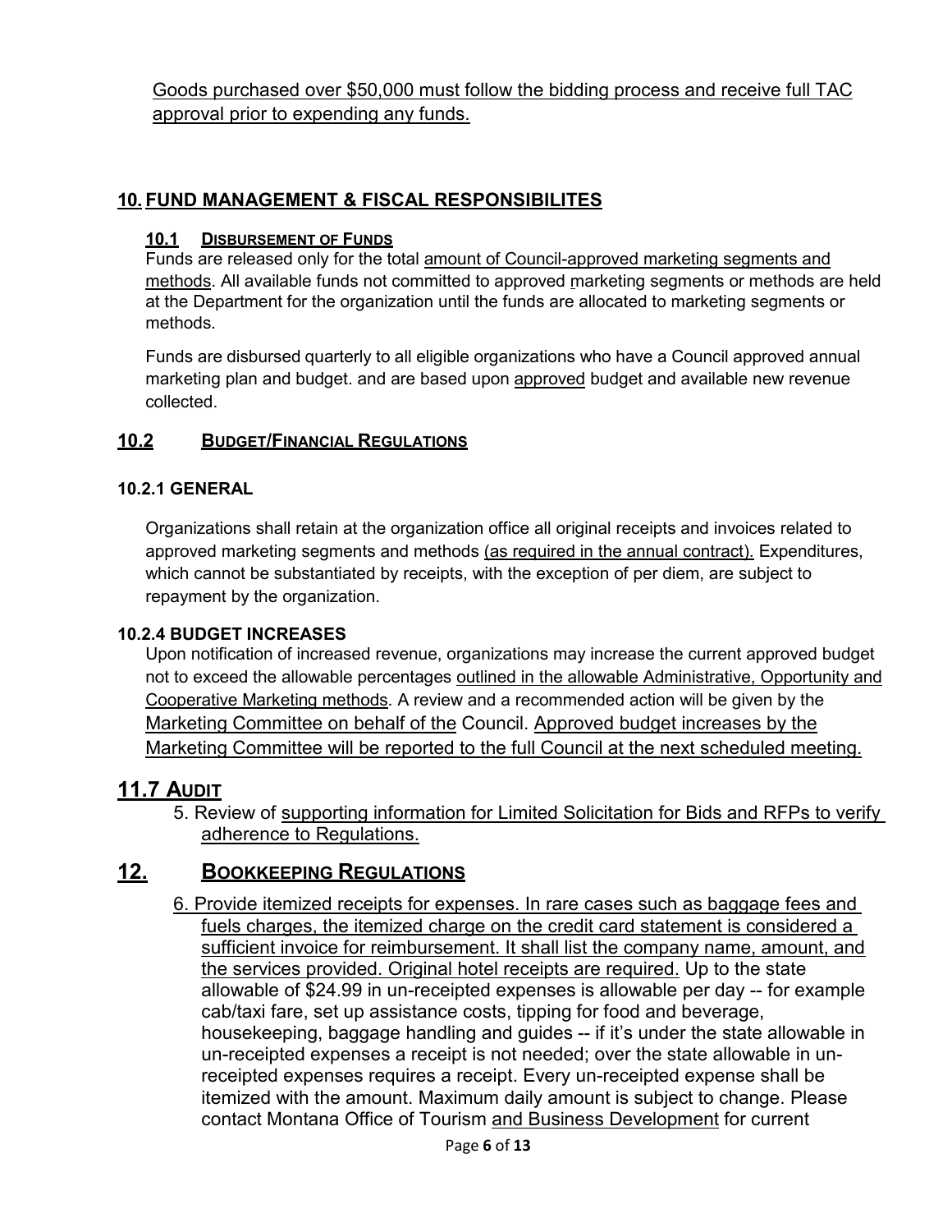Goods purchased over $50,000 must follow the bidding process and receive full TAC approval prior to expending any funds.

## 10. FUND MANAGEMENT & FISCAL RESPONSIBILITES

### 10.1 Disbursement of Funds

Funds are released only for the total amount of Council-approved marketing segments and methods. All available funds not committed to approved marketing segments or methods are held at the Department for the organization until the funds are allocated to marketing segments or methods.

Funds are disbursed quarterly to all eligible organizations who have a Council approved annual marketing plan and budget. and are based upon approved budget and available new revenue collected.

### 10.2 Budget/Financial Regulations

#### 10.2.1 GENERAL

Organizations shall retain at the organization office all original receipts and invoices related to approved marketing segments and methods (as required in the annual contract). Expenditures, which cannot be substantiated by receipts, with the exception of per diem, are subject to repayment by the organization.

#### 10.2.4 BUDGET INCREASES

Upon notification of increased revenue, organizations may increase the current approved budget not to exceed the allowable percentages outlined in the allowable Administrative, Opportunity and Cooperative Marketing methods. A review and a recommended action will be given by the Marketing Committee on behalf of the Council. Approved budget increases by the Marketing Committee will be reported to the full Council at the next scheduled meeting.

## 11.7 Audit

5. Review of supporting information for Limited Solicitation for Bids and RFPs to verify adherence to Regulations.

## 12. Bookkeeping Regulations

6. Provide itemized receipts for expenses. In rare cases such as baggage fees and fuels charges, the itemized charge on the credit card statement is considered a sufficient invoice for reimbursement. It shall list the company name, amount, and the services provided. Original hotel receipts are required. Up to the state allowable of $24.99 in un-receipted expenses is allowable per day -- for example cab/taxi fare, set up assistance costs, tipping for food and beverage, housekeeping, baggage handling and guides -- if it's under the state allowable in un-receipted expenses a receipt is not needed; over the state allowable in un-receipted expenses requires a receipt. Every un-receipted expense shall be itemized with the amount. Maximum daily amount is subject to change. Please contact Montana Office of Tourism and Business Development for current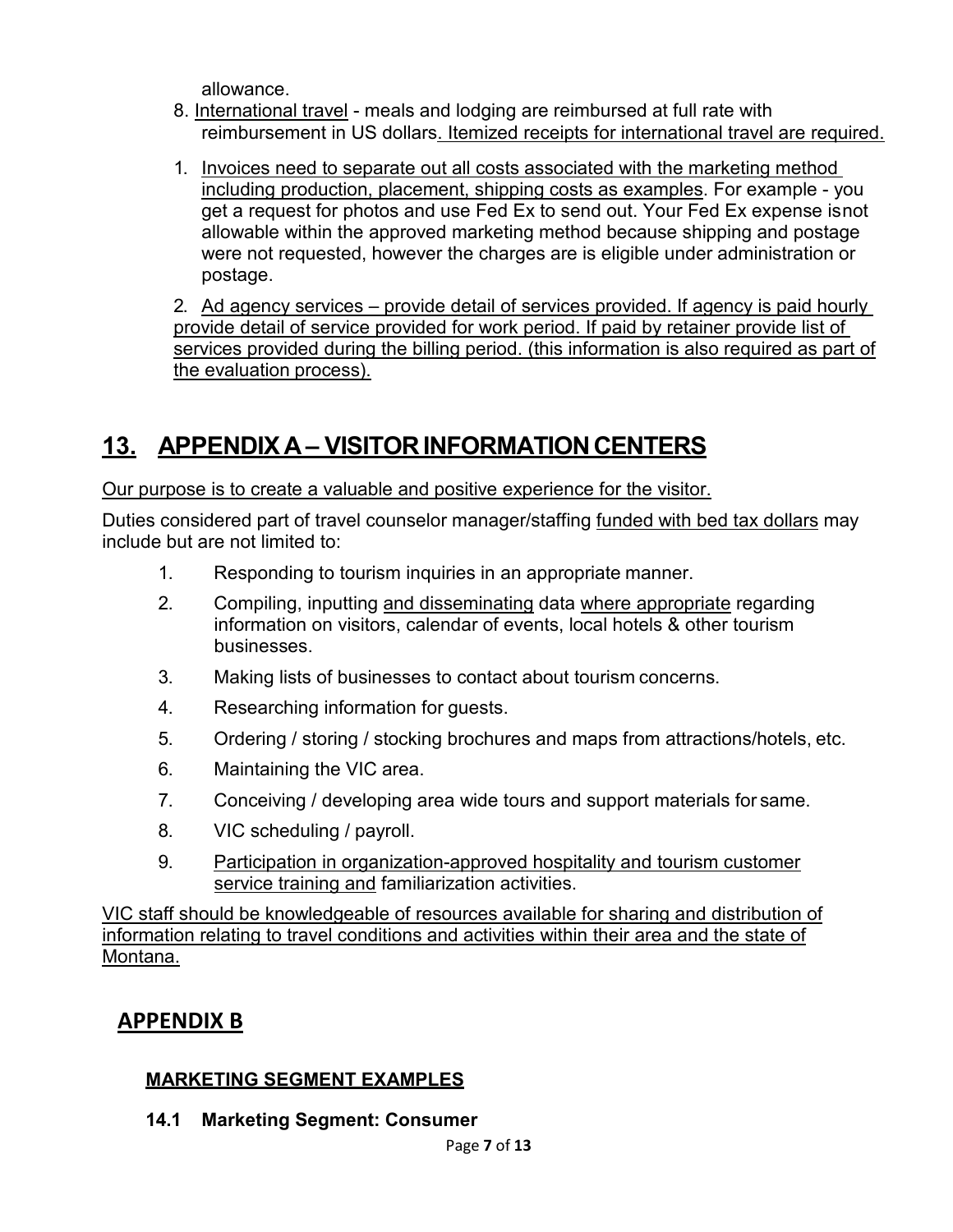allowance.

8. International travel - meals and lodging are reimbursed at full rate with reimbursement in US dollars. Itemized receipts for international travel are required.

1. Invoices need to separate out all costs associated with the marketing method including production, placement, shipping costs as examples. For example - you get a request for photos and use Fed Ex to send out. Your Fed Ex expense isnot allowable within the approved marketing method because shipping and postage were not requested, however the charges are is eligible under administration or postage.

2. Ad agency services – provide detail of services provided. If agency is paid hourly provide detail of service provided for work period. If paid by retainer provide list of services provided during the billing period. (this information is also required as part of the evaluation process).

## 13. APPENDIX A – VISITOR INFORMATION CENTERS

Our purpose is to create a valuable and positive experience for the visitor.

Duties considered part of travel counselor manager/staffing funded with bed tax dollars may include but are not limited to:

1. Responding to tourism inquiries in an appropriate manner.
2. Compiling, inputting and disseminating data where appropriate regarding information on visitors, calendar of events, local hotels & other tourism businesses.
3. Making lists of businesses to contact about tourism concerns.
4. Researching information for guests.
5. Ordering / storing / stocking brochures and maps from attractions/hotels, etc.
6. Maintaining the VIC area.
7. Conceiving / developing area wide tours and support materials for same.
8. VIC scheduling / payroll.
9. Participation in organization-approved hospitality and tourism customer service training and familiarization activities.

VIC staff should be knowledgeable of resources available for sharing and distribution of information relating to travel conditions and activities within their area and the state of Montana.

## APPENDIX B

### MARKETING SEGMENT EXAMPLES

#### 14.1 Marketing Segment: Consumer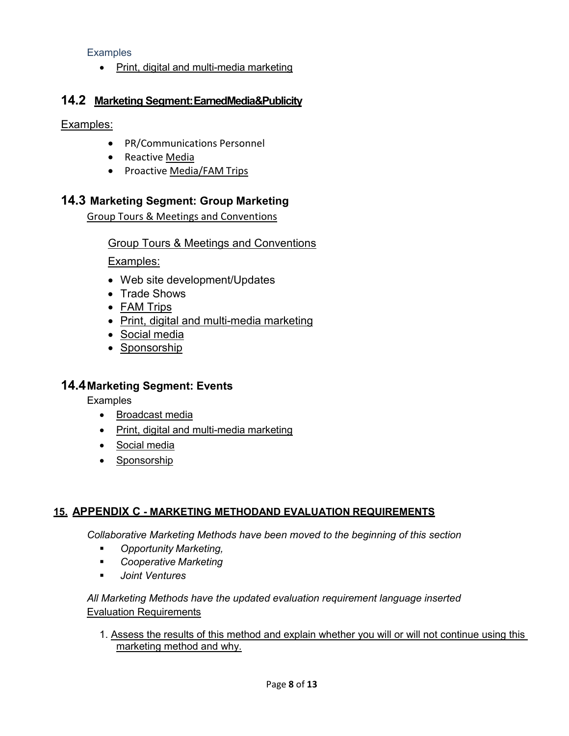Examples

- Print, digital and multi-media marketing

## 14.2 Marketing Segment: Earned Media & Publicity

Examples:

- PR/Communications Personnel
- Reactive Media
- Proactive Media/FAM Trips

## 14.3 Marketing Segment: Group Marketing

Group Tours & Meetings and Conventions

Group Tours & Meetings and Conventions

Examples:

- Web site development/Updates
- Trade Shows
- FAM Trips
- Print, digital and multi-media marketing
- Social media
- Sponsorship

## 14.4 Marketing Segment: Events

Examples

- Broadcast media
- Print, digital and multi-media marketing
- Social media
- Sponsorship

## 15. APPENDIX C - MARKETING METHOD AND EVALUATION REQUIREMENTS

*Collaborative Marketing Methods have been moved to the beginning of this section*

- *Opportunity Marketing,*
- *Cooperative Marketing*
- *Joint Ventures*

*All Marketing Methods have the updated evaluation requirement language inserted*

Evaluation Requirements

1. Assess the results of this method and explain whether you will or will not continue using this marketing method and why.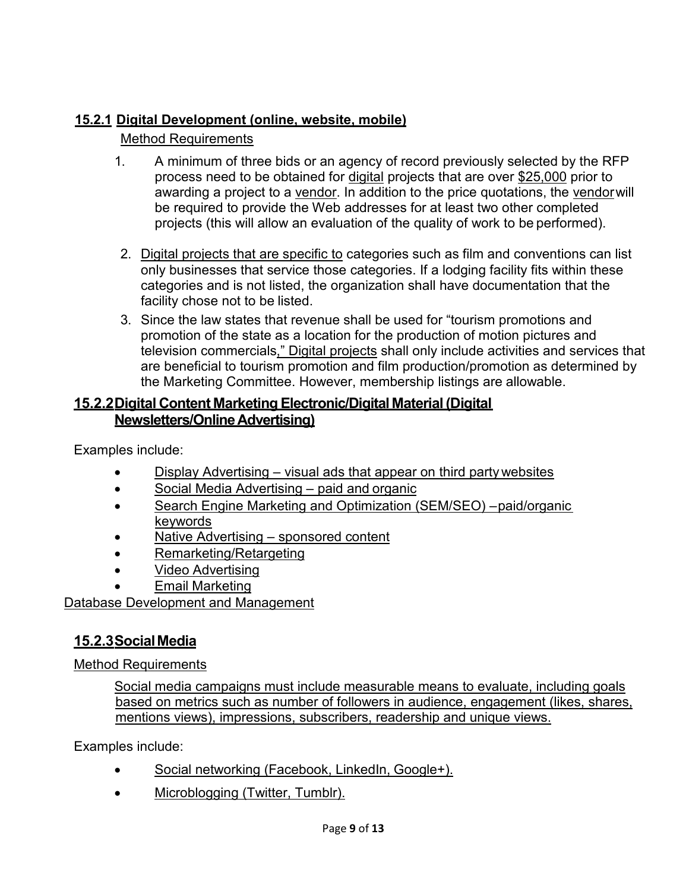### 15.2.1 Digital Development (online, website, mobile)

Method Requirements

1. A minimum of three bids or an agency of record previously selected by the RFP process need to be obtained for digital projects that are over $25,000 prior to awarding a project to a vendor. In addition to the price quotations, the vendor will be required to provide the Web addresses for at least two other completed projects (this will allow an evaluation of the quality of work to be performed).
2. Digital projects that are specific to categories such as film and conventions can list only businesses that service those categories. If a lodging facility fits within these categories and is not listed, the organization shall have documentation that the facility chose not to be listed.
3. Since the law states that revenue shall be used for "tourism promotions and promotion of the state as a location for the production of motion pictures and television commercials," Digital projects shall only include activities and services that are beneficial to tourism promotion and film production/promotion as determined by the Marketing Committee. However, membership listings are allowable.

### 15.2.2 Digital Content Marketing Electronic/Digital Material (Digital Newsletters/Online Advertising)

Examples include:

- Display Advertising – visual ads that appear on third party websites
- Social Media Advertising – paid and organic
- Search Engine Marketing and Optimization (SEM/SEO) –paid/organic keywords
- Native Advertising – sponsored content
- Remarketing/Retargeting
- Video Advertising
- Email Marketing

Database Development and Management

### 15.2.3 Social Media

Method Requirements

Social media campaigns must include measurable means to evaluate, including goals based on metrics such as number of followers in audience, engagement (likes, shares, mentions views), impressions, subscribers, readership and unique views.

Examples include:

- Social networking (Facebook, LinkedIn, Google+).
- Microblogging (Twitter, Tumblr).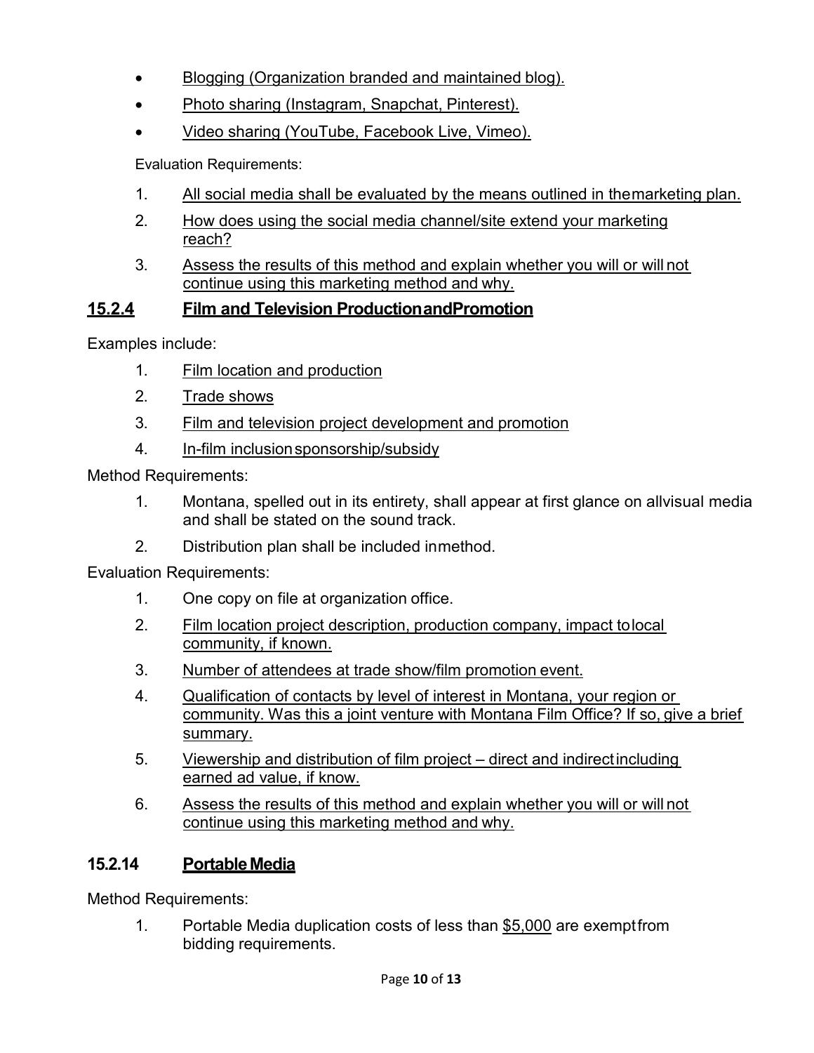- Blogging (Organization branded and maintained blog).
- Photo sharing (Instagram, Snapchat, Pinterest).
- Video sharing (YouTube, Facebook Live, Vimeo).

Evaluation Requirements:

1. All social media shall be evaluated by the means outlined in the marketing plan.
2. How does using the social media channel/site extend your marketing reach?
3. Assess the results of this method and explain whether you will or will not continue using this marketing method and why.

## 15.2.4 Film and Television Production and Promotion

Examples include:

1. Film location and production
2. Trade shows
3. Film and television project development and promotion
4. In-film inclusion sponsorship/subsidy

Method Requirements:

1. Montana, spelled out in its entirety, shall appear at first glance on all visual media and shall be stated on the sound track.
2. Distribution plan shall be included in method.

Evaluation Requirements:

1. One copy on file at organization office.
2. Film location project description, production company, impact to local community, if known.
3. Number of attendees at trade show/film promotion event.
4. Qualification of contacts by level of interest in Montana, your region or community. Was this a joint venture with Montana Film Office? If so, give a brief summary.
5. Viewership and distribution of film project – direct and indirect including earned ad value, if know.
6. Assess the results of this method and explain whether you will or will not continue using this marketing method and why.

## 15.2.14 Portable Media

Method Requirements:

1. Portable Media duplication costs of less than $5,000 are exempt from bidding requirements.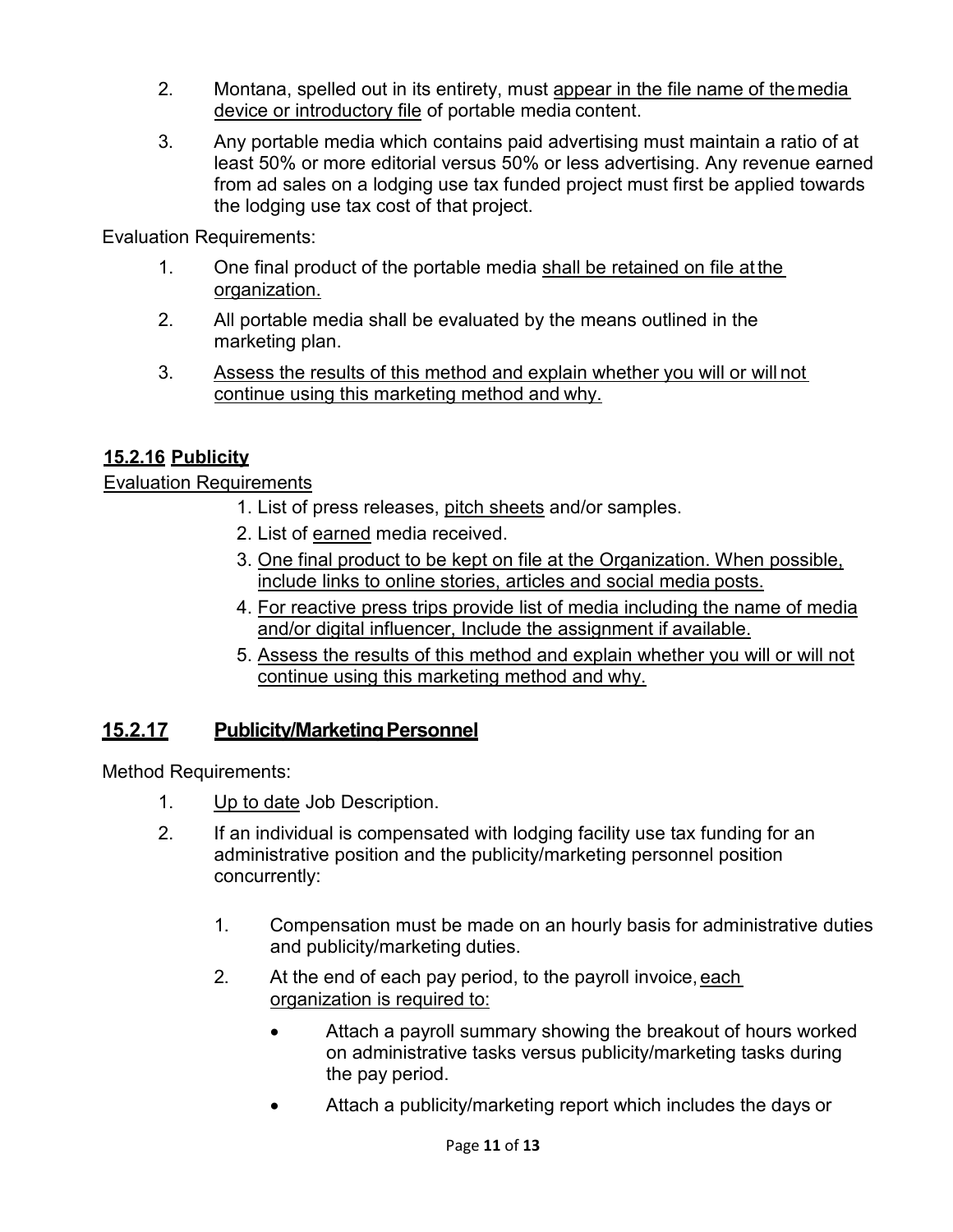2. Montana, spelled out in its entirety, must appear in the file name of the media device or introductory file of portable media content.
3. Any portable media which contains paid advertising must maintain a ratio of at least 50% or more editorial versus 50% or less advertising. Any revenue earned from ad sales on a lodging use tax funded project must first be applied towards the lodging use tax cost of that project.

Evaluation Requirements:

1. One final product of the portable media shall be retained on file at the organization.
2. All portable media shall be evaluated by the means outlined in the marketing plan.
3. Assess the results of this method and explain whether you will or will not continue using this marketing method and why.

### 15.2.16 Publicity

Evaluation Requirements

1. List of press releases, pitch sheets and/or samples.
2. List of earned media received.
3. One final product to be kept on file at the Organization. When possible, include links to online stories, articles and social media posts.
4. For reactive press trips provide list of media including the name of media and/or digital influencer, Include the assignment if available.
5. Assess the results of this method and explain whether you will or will not continue using this marketing method and why.

### 15.2.17 Publicity/Marketing Personnel

Method Requirements:

1. Up to date Job Description.
2. If an individual is compensated with lodging facility use tax funding for an administrative position and the publicity/marketing personnel position concurrently:
    1. Compensation must be made on an hourly basis for administrative duties and publicity/marketing duties.
    2. At the end of each pay period, to the payroll invoice, each organization is required to:
        - Attach a payroll summary showing the breakout of hours worked on administrative tasks versus publicity/marketing tasks during the pay period.
        - Attach a publicity/marketing report which includes the days or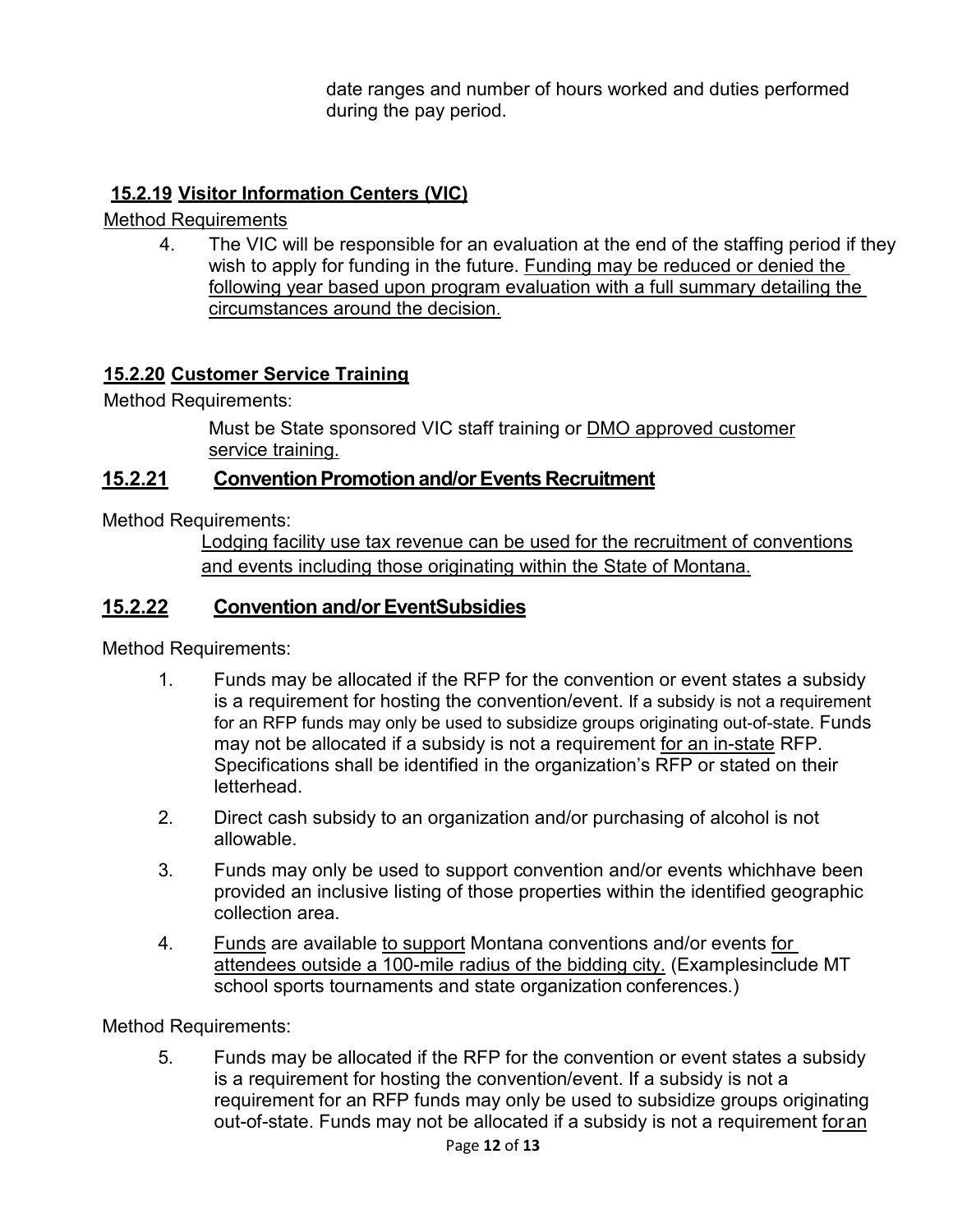date ranges and number of hours worked and duties performed during the pay period.

### 15.2.19 Visitor Information Centers (VIC)

Method Requirements

4. The VIC will be responsible for an evaluation at the end of the staffing period if they wish to apply for funding in the future. Funding may be reduced or denied the following year based upon program evaluation with a full summary detailing the circumstances around the decision.

### 15.2.20 Customer Service Training

Method Requirements:

Must be State sponsored VIC staff training or DMO approved customer service training.

### 15.2.21 Convention Promotion and/or Events Recruitment

Method Requirements:

Lodging facility use tax revenue can be used for the recruitment of conventions and events including those originating within the State of Montana.

### 15.2.22 Convention and/or EventSubsidies

Method Requirements:

1. Funds may be allocated if the RFP for the convention or event states a subsidy is a requirement for hosting the convention/event. If a subsidy is not a requirement for an RFP funds may only be used to subsidize groups originating out-of-state. Funds may not be allocated if a subsidy is not a requirement for an in-state RFP. Specifications shall be identified in the organization's RFP or stated on their letterhead.
2. Direct cash subsidy to an organization and/or purchasing of alcohol is not allowable.
3. Funds may only be used to support convention and/or events whichhave been provided an inclusive listing of those properties within the identified geographic collection area.
4. Funds are available to support Montana conventions and/or events for attendees outside a 100-mile radius of the bidding city. (Examplesinclude MT school sports tournaments and state organization conferences.)

Method Requirements:

5. Funds may be allocated if the RFP for the convention or event states a subsidy is a requirement for hosting the convention/event. If a subsidy is not a requirement for an RFP funds may only be used to subsidize groups originating out-of-state. Funds may not be allocated if a subsidy is not a requirement foran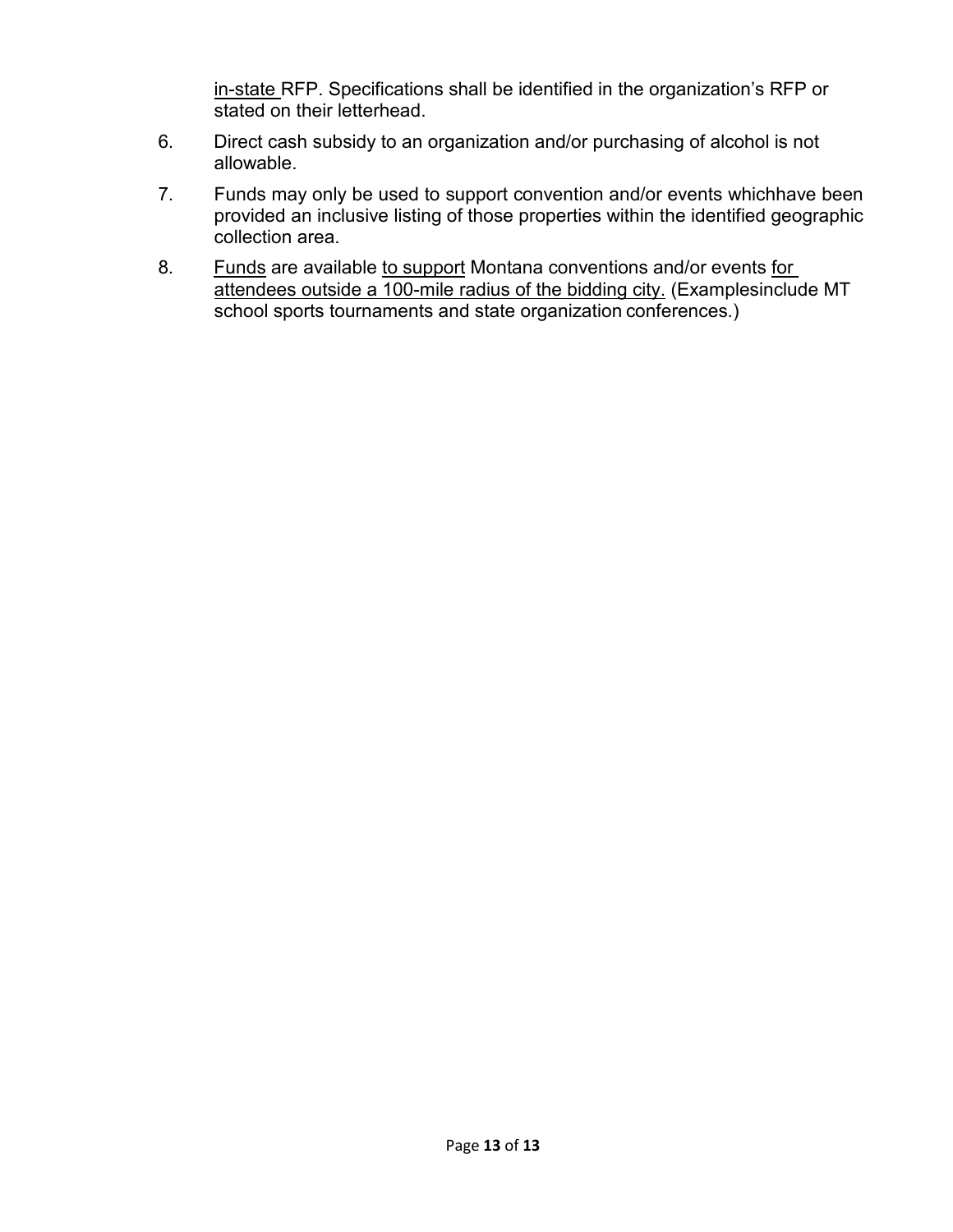in-state RFP. Specifications shall be identified in the organization's RFP or stated on their letterhead.

6. Direct cash subsidy to an organization and/or purchasing of alcohol is not allowable.

7. Funds may only be used to support convention and/or events whichhave been provided an inclusive listing of those properties within the identified geographic collection area.

8. Funds are available to support Montana conventions and/or events for attendees outside a 100-mile radius of the bidding city. (Examplesinclude MT school sports tournaments and state organization conferences.)